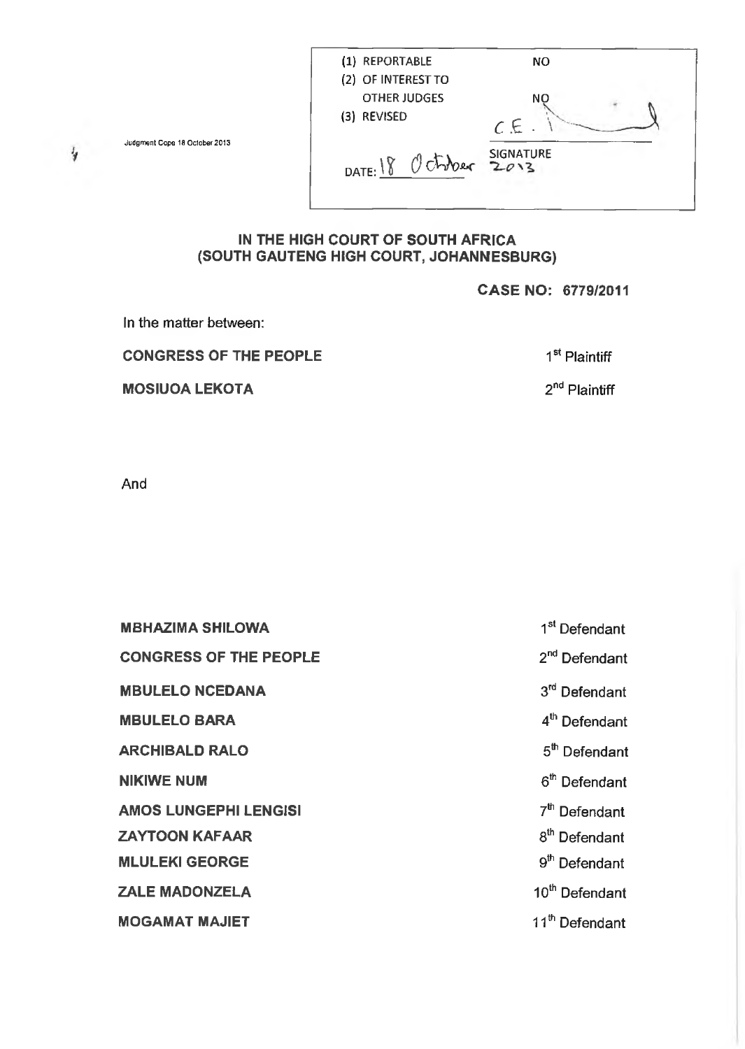Judgment Cope 18 October 2013

| | |
|---|---|
| (1) REPORTABLE | NO |
| (2) OF INTEREST TO OTHER JUDGES | NO |
| (3) REVISED | |
| DATE: 18 October 2013 | SIGNATURE |

**IN THE HIGH COURT OF SOUTH AFRICA**
**(SOUTH GAUTENG HIGH COURT, JOHANNESBURG)**

**CASE NO: 6779/2011**

In the matter between:

| | |
|---|---|
| **CONGRESS OF THE PEOPLE** | 1st Plaintiff |
| **MOSIUOA LEKOTA** | 2nd Plaintiff |

And

| | |
|---|---|
| **MBHAZIMA SHILOWA** | 1st Defendant |
| **CONGRESS OF THE PEOPLE** | 2nd Defendant |
| **MBULELO NCEDANA** | 3rd Defendant |
| **MBULELO BARA** | 4th Defendant |
| **ARCHIBALD RALO** | 5th Defendant |
| **NIKIWE NUM** | 6th Defendant |
| **AMOS LUNGEPHI LENGISI** | 7th Defendant |
| **ZAYTOON KAFAAR** | 8th Defendant |
| **MLULEKI GEORGE** | 9th Defendant |
| **ZALE MADONZELA** | 10th Defendant |
| **MOGAMAT MAJIET** | 11th Defendant |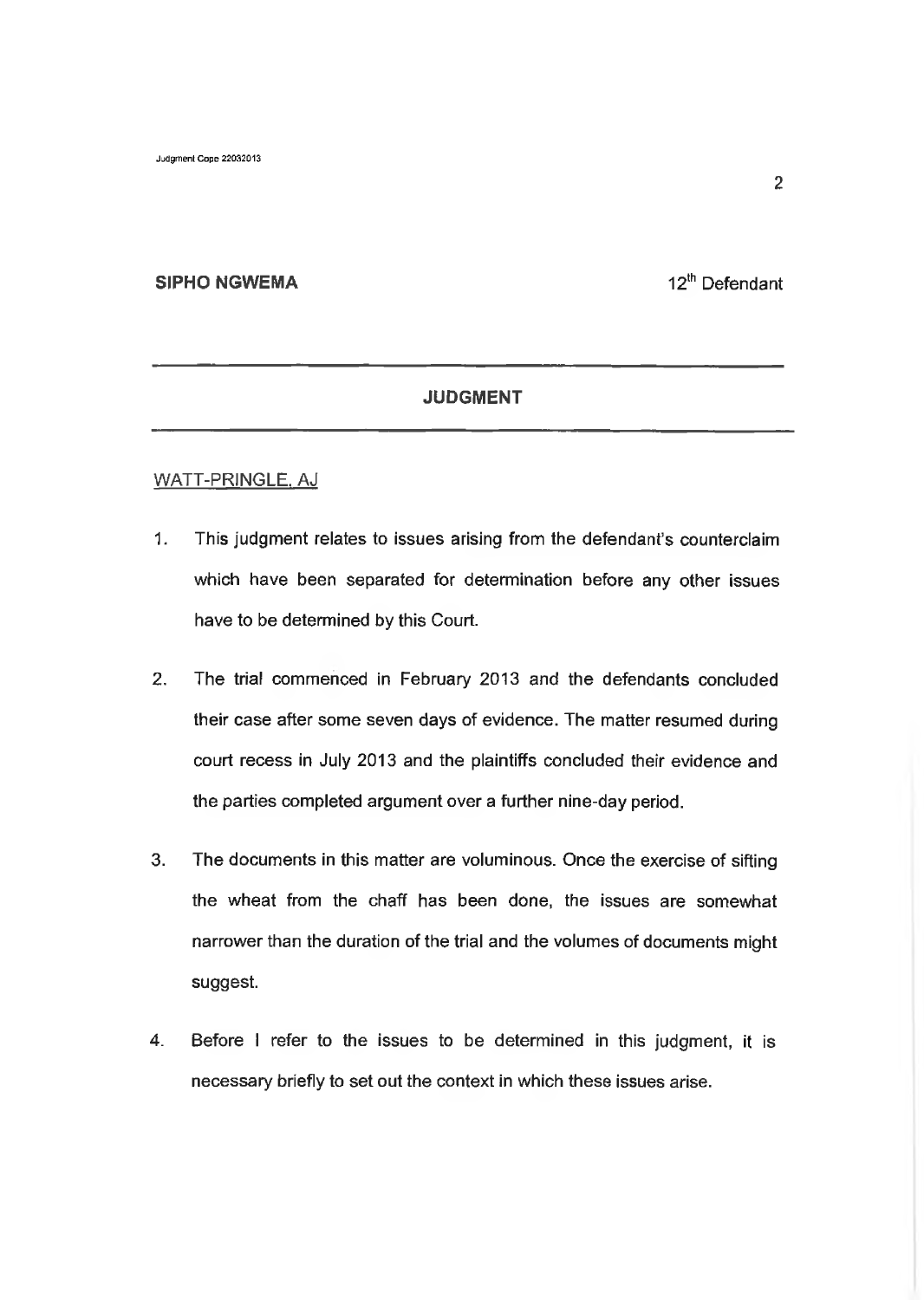**SIPHO NGWEMA** 12[th] Defendant

---

## JUDGMENT

---

WATT-PRINGLE, AJ

1. This judgment relates to issues arising from the defendant's counterclaim which have been separated for determination before any other issues have to be determined by this Court.

2. The trial commenced in February 2013 and the defendants concluded their case after some seven days of evidence. The matter resumed during court recess in July 2013 and the plaintiffs concluded their evidence and the parties completed argument over a further nine-day period.

3. The documents in this matter are voluminous. Once the exercise of sifting the wheat from the chaff has been done, the issues are somewhat narrower than the duration of the trial and the volumes of documents might suggest.

4. Before I refer to the issues to be determined in this judgment, it is necessary briefly to set out the context in which these issues arise.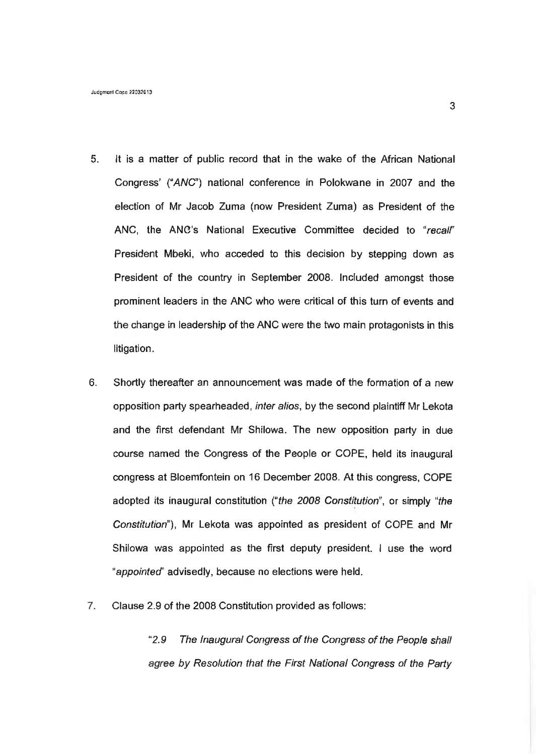5. It is a matter of public record that in the wake of the African National Congress' (*"ANC"*) national conference in Polokwane in 2007 and the election of Mr Jacob Zuma (now President Zuma) as President of the ANC, the ANC's National Executive Committee decided to *"recall"* President Mbeki, who acceded to this decision by stepping down as President of the country in September 2008. Included amongst those prominent leaders in the ANC who were critical of this turn of events and the change in leadership of the ANC were the two main protagonists in this litigation.

6. Shortly thereafter an announcement was made of the formation of a new opposition party spearheaded, *inter alios*, by the second plaintiff Mr Lekota and the first defendant Mr Shilowa. The new opposition party in due course named the Congress of the People or COPE, held its inaugural congress at Bloemfontein on 16 December 2008. At this congress, COPE adopted its inaugural constitution (*"the 2008 Constitution"*, or simply *"the Constitution"*), Mr Lekota was appointed as president of COPE and Mr Shilowa was appointed as the first deputy president. I use the word *"appointed"* advisedly, because no elections were held.

7. Clause 2.9 of the 2008 Constitution provided as follows:

> *"2.9 The Inaugural Congress of the Congress of the People shall agree by Resolution that the First National Congress of the Party*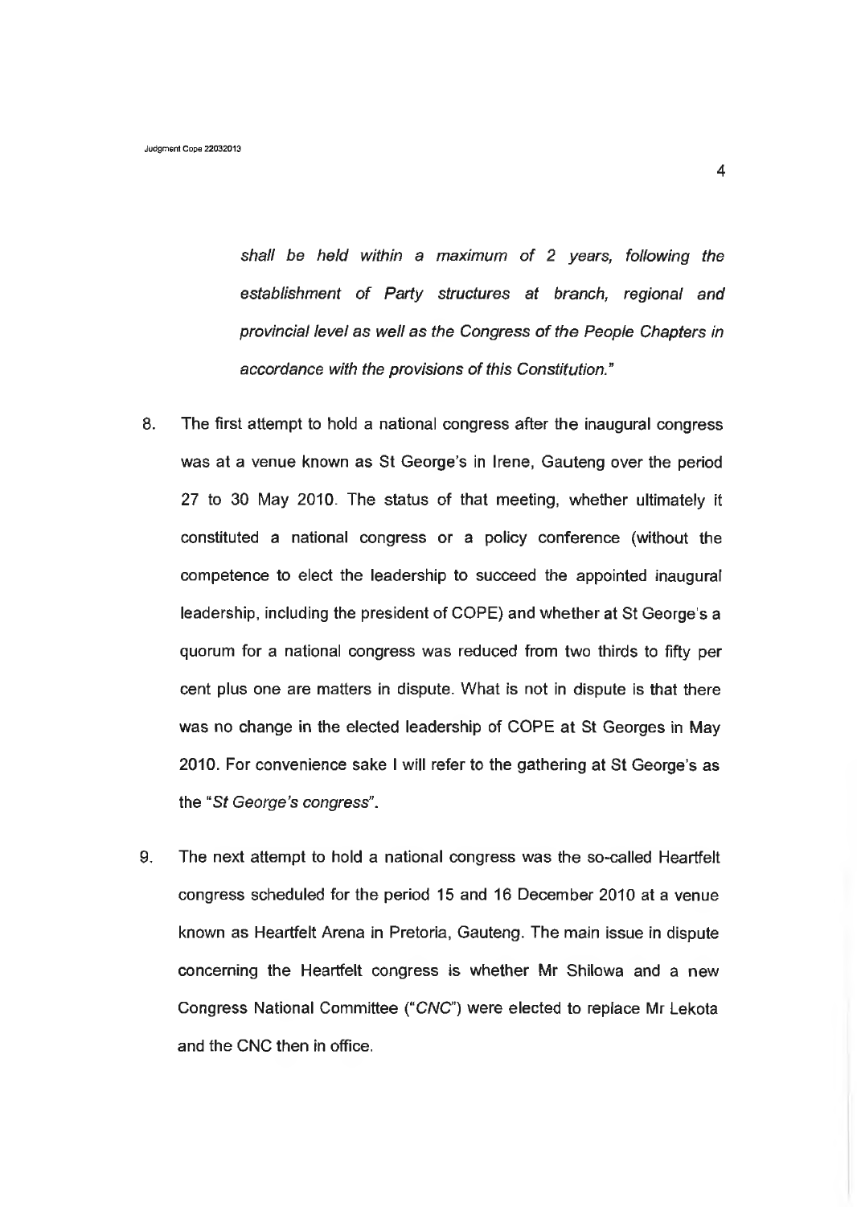*shall be held within a maximum of 2 years, following the establishment of Party structures at branch, regional and provincial level as well as the Congress of the People Chapters in accordance with the provisions of this Constitution."*

8. The first attempt to hold a national congress after the inaugural congress was at a venue known as St George's in Irene, Gauteng over the period 27 to 30 May 2010. The status of that meeting, whether ultimately it constituted a national congress or a policy conference (without the competence to elect the leadership to succeed the appointed inaugural leadership, including the president of COPE) and whether at St George's a quorum for a national congress was reduced from two thirds to fifty per cent plus one are matters in dispute. What is not in dispute is that there was no change in the elected leadership of COPE at St Georges in May 2010. For convenience sake I will refer to the gathering at St George's as the "*St George's congress*".

9. The next attempt to hold a national congress was the so-called Heartfelt congress scheduled for the period 15 and 16 December 2010 at a venue known as Heartfelt Arena in Pretoria, Gauteng. The main issue in dispute concerning the Heartfelt congress is whether Mr Shilowa and a new Congress National Committee ("*CNC*") were elected to replace Mr Lekota and the CNC then in office.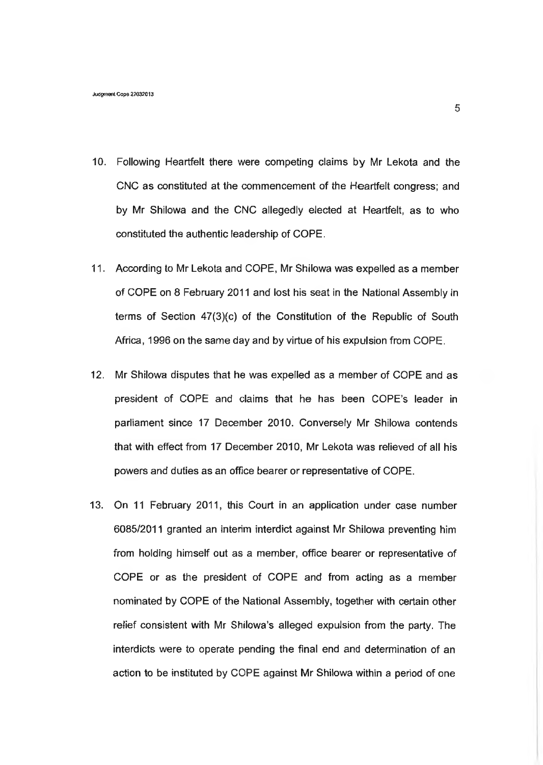10. Following Heartfelt there were competing claims by Mr Lekota and the CNC as constituted at the commencement of the Heartfelt congress; and by Mr Shilowa and the CNC allegedly elected at Heartfelt, as to who constituted the authentic leadership of COPE.

11. According to Mr Lekota and COPE, Mr Shilowa was expelled as a member of COPE on 8 February 2011 and lost his seat in the National Assembly in terms of Section 47(3)(c) of the Constitution of the Republic of South Africa, 1996 on the same day and by virtue of his expulsion from COPE.

12. Mr Shilowa disputes that he was expelled as a member of COPE and as president of COPE and claims that he has been COPE's leader in parliament since 17 December 2010. Conversely Mr Shilowa contends that with effect from 17 December 2010, Mr Lekota was relieved of all his powers and duties as an office bearer or representative of COPE.

13. On 11 February 2011, this Court in an application under case number 6085/2011 granted an interim interdict against Mr Shilowa preventing him from holding himself out as a member, office bearer or representative of COPE or as the president of COPE and from acting as a member nominated by COPE of the National Assembly, together with certain other relief consistent with Mr Shilowa's alleged expulsion from the party. The interdicts were to operate pending the final end and determination of an action to be instituted by COPE against Mr Shilowa within a period of one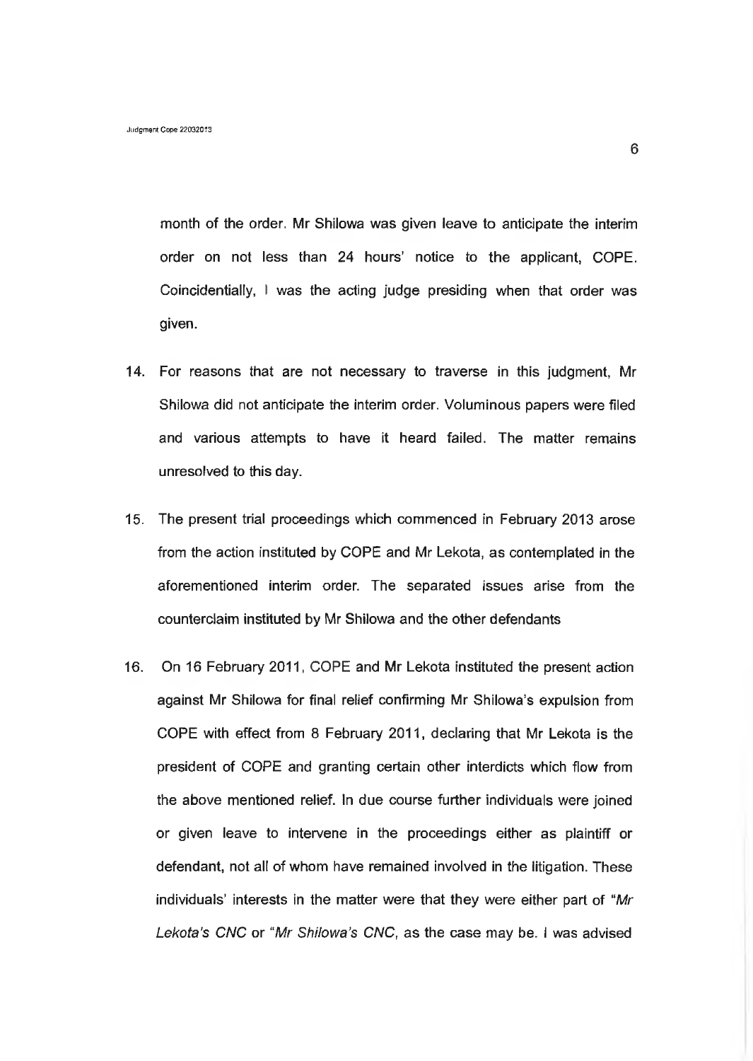month of the order. Mr Shilowa was given leave to anticipate the interim order on not less than 24 hours' notice to the applicant, COPE. Coincidentially, I was the acting judge presiding when that order was given.

14. For reasons that are not necessary to traverse in this judgment, Mr Shilowa did not anticipate the interim order. Voluminous papers were filed and various attempts to have it heard failed. The matter remains unresolved to this day.

15. The present trial proceedings which commenced in February 2013 arose from the action instituted by COPE and Mr Lekota, as contemplated in the aforementioned interim order. The separated issues arise from the counterclaim instituted by Mr Shilowa and the other defendants

16. On 16 February 2011, COPE and Mr Lekota instituted the present action against Mr Shilowa for final relief confirming Mr Shilowa's expulsion from COPE with effect from 8 February 2011, declaring that Mr Lekota is the president of COPE and granting certain other interdicts which flow from the above mentioned relief. In due course further individuals were joined or given leave to intervene in the proceedings either as plaintiff or defendant, not all of whom have remained involved in the litigation. These individuals' interests in the matter were that they were either part of "*Mr Lekota's CNC* or "*Mr Shilowa's CNC*, as the case may be. I was advised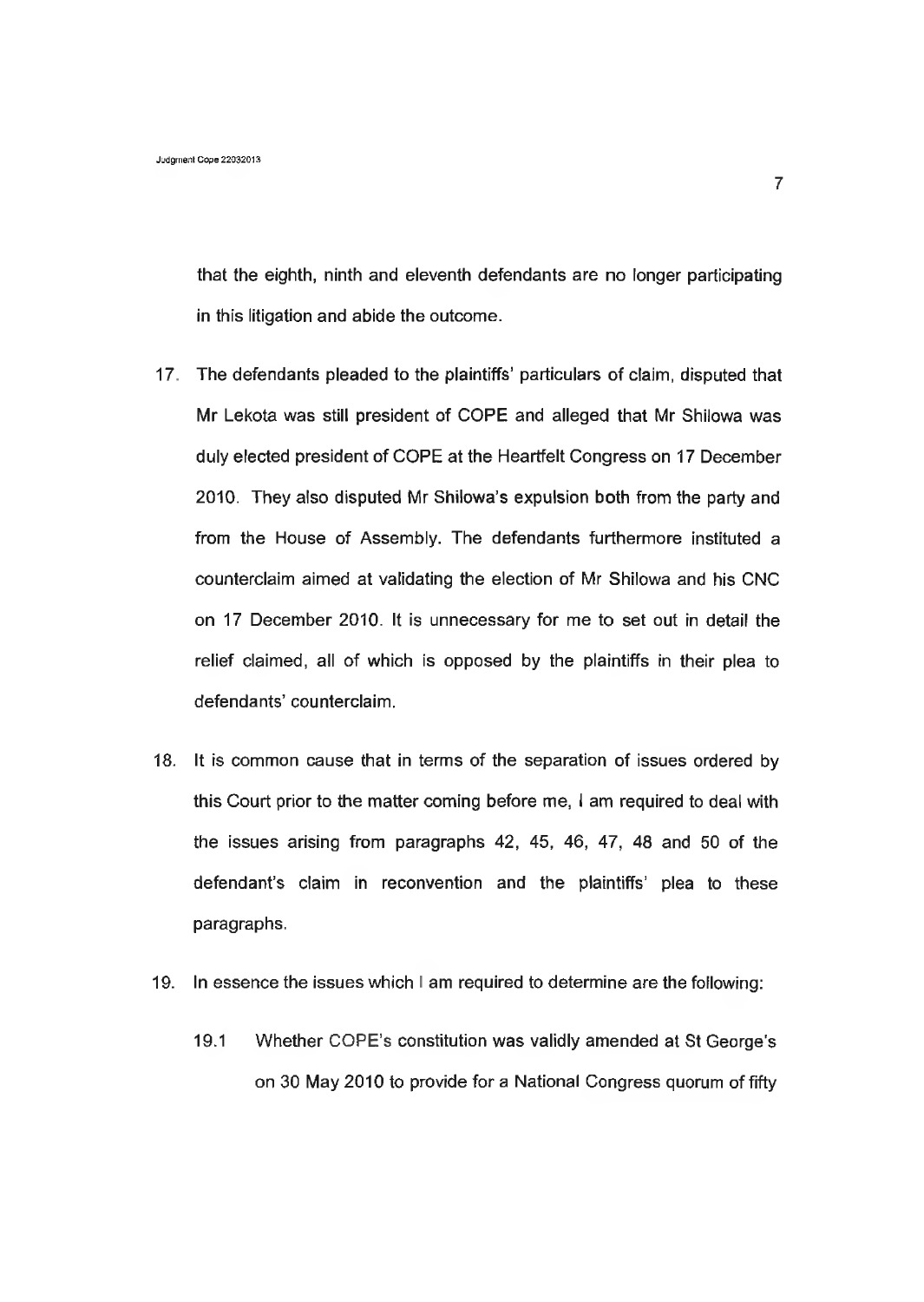that the eighth, ninth and eleventh defendants are no longer participating in this litigation and abide the outcome.

17. The defendants pleaded to the plaintiffs' particulars of claim, disputed that Mr Lekota was still president of COPE and alleged that Mr Shilowa was duly elected president of COPE at the Heartfelt Congress on 17 December 2010. They also disputed Mr Shilowa's expulsion both from the party and from the House of Assembly. The defendants furthermore instituted a counterclaim aimed at validating the election of Mr Shilowa and his CNC on 17 December 2010. It is unnecessary for me to set out in detail the relief claimed, all of which is opposed by the plaintiffs in their plea to defendants' counterclaim.

18. It is common cause that in terms of the separation of issues ordered by this Court prior to the matter coming before me, I am required to deal with the issues arising from paragraphs 42, 45, 46, 47, 48 and 50 of the defendant's claim in reconvention and the plaintiffs' plea to these paragraphs.

19. In essence the issues which I am required to determine are the following:

    19.1 Whether COPE's constitution was validly amended at St George's on 30 May 2010 to provide for a National Congress quorum of fifty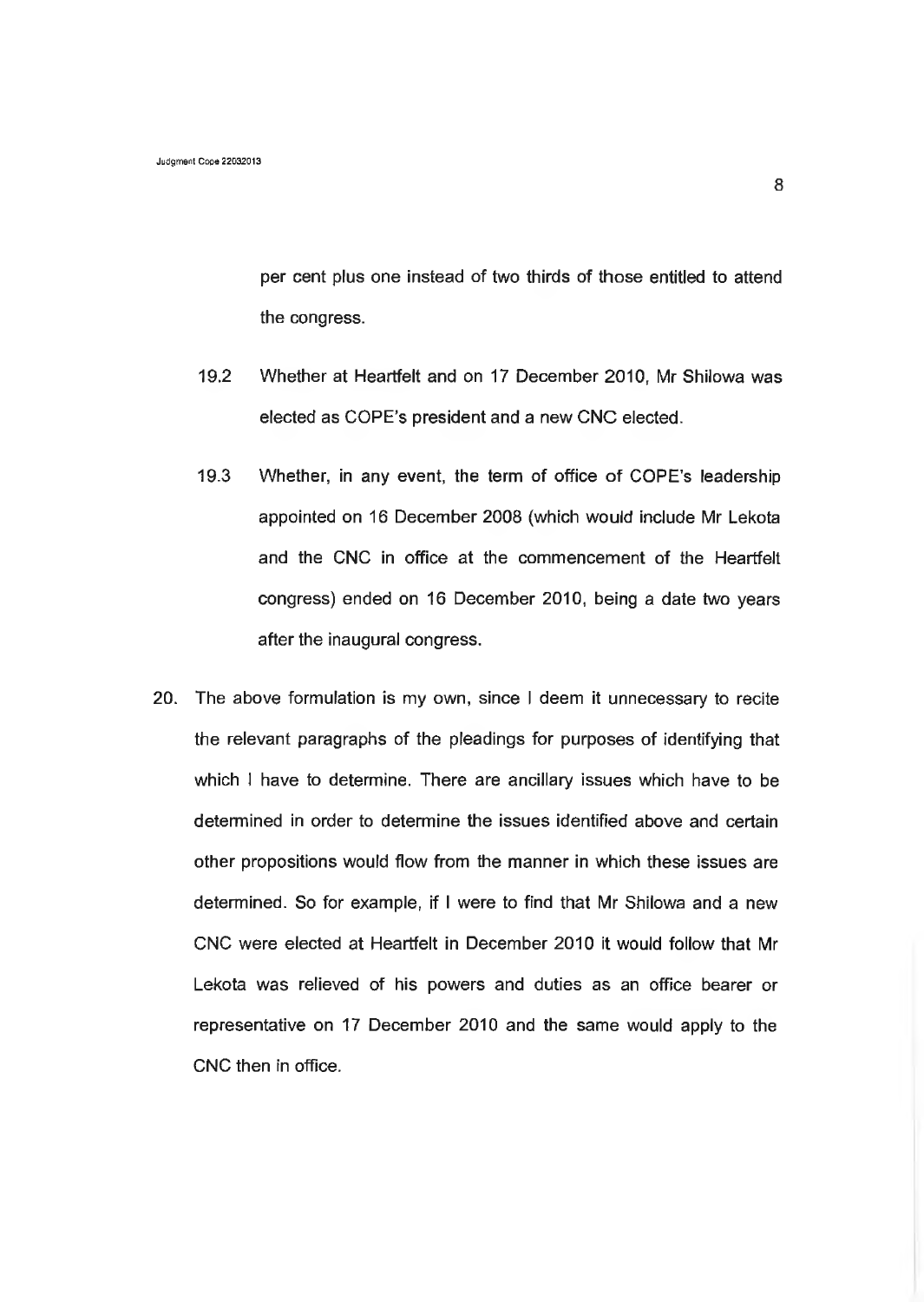per cent plus one instead of two thirds of those entitled to attend the congress.

19.2 Whether at Heartfelt and on 17 December 2010, Mr Shilowa was elected as COPE's president and a new CNC elected.

19.3 Whether, in any event, the term of office of COPE's leadership appointed on 16 December 2008 (which would include Mr Lekota and the CNC in office at the commencement of the Heartfelt congress) ended on 16 December 2010, being a date two years after the inaugural congress.

20. The above formulation is my own, since I deem it unnecessary to recite the relevant paragraphs of the pleadings for purposes of identifying that which I have to determine. There are ancillary issues which have to be determined in order to determine the issues identified above and certain other propositions would flow from the manner in which these issues are determined. So for example, if I were to find that Mr Shilowa and a new CNC were elected at Heartfelt in December 2010 it would follow that Mr Lekota was relieved of his powers and duties as an office bearer or representative on 17 December 2010 and the same would apply to the CNC then in office.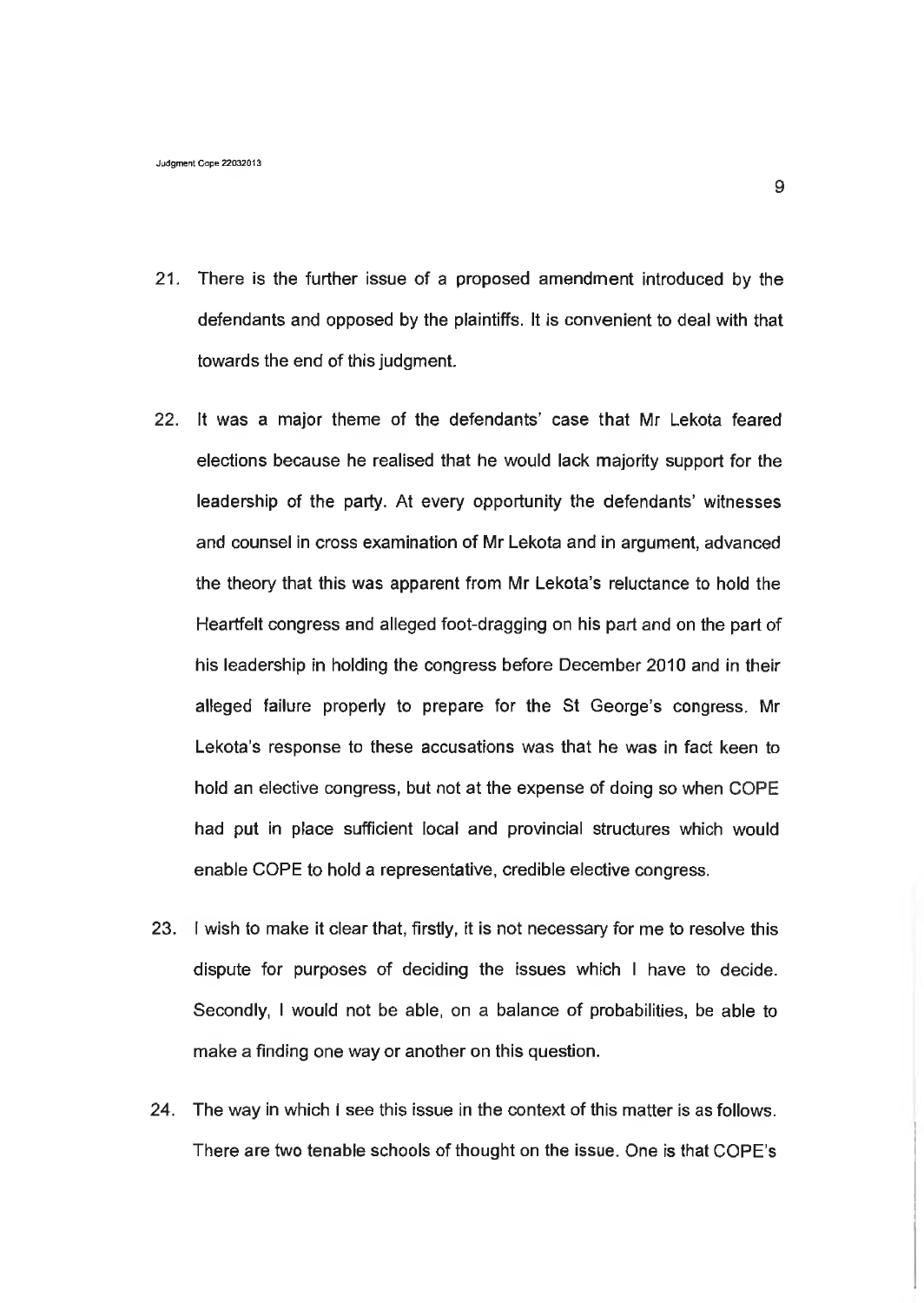21. There is the further issue of a proposed amendment introduced by the defendants and opposed by the plaintiffs. It is convenient to deal with that towards the end of this judgment.

22. It was a major theme of the defendants' case that Mr Lekota feared elections because he realised that he would lack majority support for the leadership of the party. At every opportunity the defendants' witnesses and counsel in cross examination of Mr Lekota and in argument, advanced the theory that this was apparent from Mr Lekota's reluctance to hold the Heartfelt congress and alleged foot-dragging on his part and on the part of his leadership in holding the congress before December 2010 and in their alleged failure properly to prepare for the St George's congress. Mr Lekota's response to these accusations was that he was in fact keen to hold an elective congress, but not at the expense of doing so when COPE had put in place sufficient local and provincial structures which would enable COPE to hold a representative, credible elective congress.

23. I wish to make it clear that, firstly, it is not necessary for me to resolve this dispute for purposes of deciding the issues which I have to decide. Secondly, I would not be able, on a balance of probabilities, be able to make a finding one way or another on this question.

24. The way in which I see this issue in the context of this matter is as follows. There are two tenable schools of thought on the issue. One is that COPE's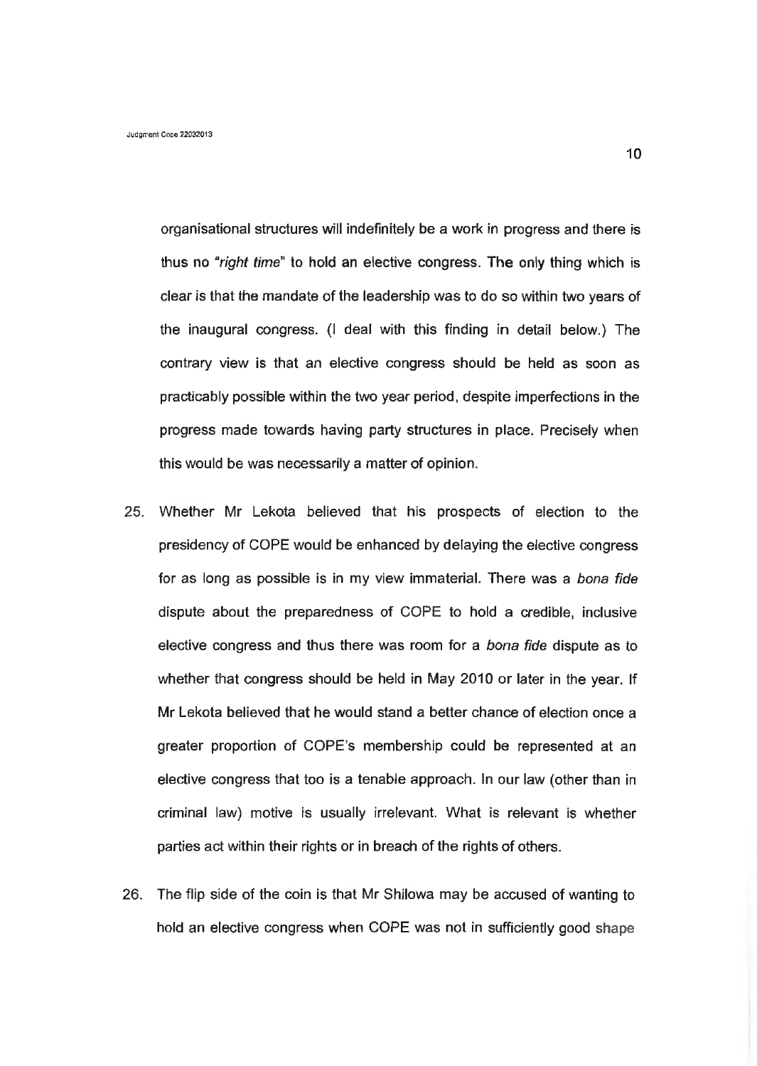organisational structures will indefinitely be a work in progress and there is thus no "*right time*" to hold an elective congress. The only thing which is clear is that the mandate of the leadership was to do so within two years of the inaugural congress. (I deal with this finding in detail below.) The contrary view is that an elective congress should be held as soon as practicably possible within the two year period, despite imperfections in the progress made towards having party structures in place. Precisely when this would be was necessarily a matter of opinion.

25. Whether Mr Lekota believed that his prospects of election to the presidency of COPE would be enhanced by delaying the elective congress for as long as possible is in my view immaterial. There was a *bona fide* dispute about the preparedness of COPE to hold a credible, inclusive elective congress and thus there was room for a *bona fide* dispute as to whether that congress should be held in May 2010 or later in the year. If Mr Lekota believed that he would stand a better chance of election once a greater proportion of COPE's membership could be represented at an elective congress that too is a tenable approach. In our law (other than in criminal law) motive is usually irrelevant. What is relevant is whether parties act within their rights or in breach of the rights of others.

26. The flip side of the coin is that Mr Shilowa may be accused of wanting to hold an elective congress when COPE was not in sufficiently good shape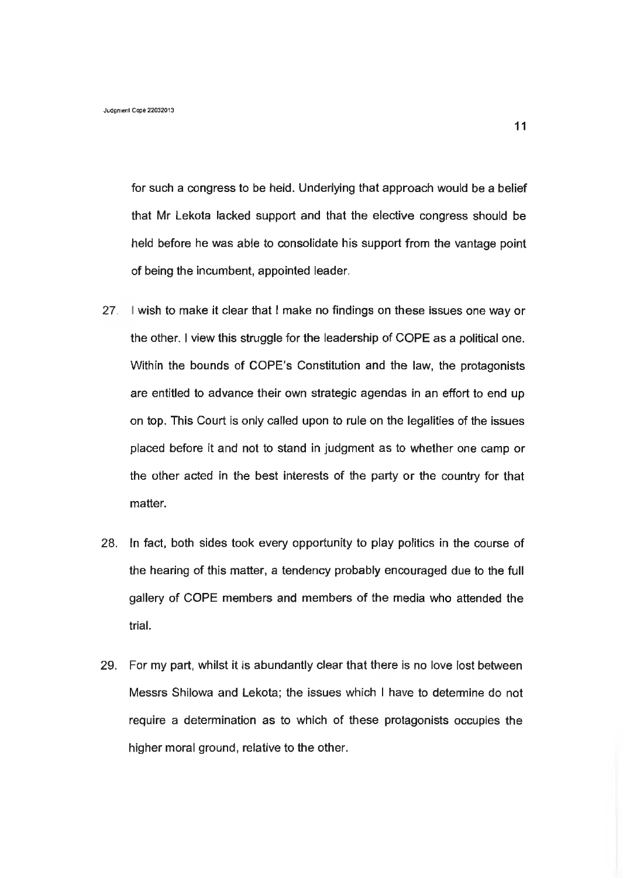for such a congress to be held. Underlying that approach would be a belief that Mr Lekota lacked support and that the elective congress should be held before he was able to consolidate his support from the vantage point of being the incumbent, appointed leader.

27. I wish to make it clear that I make no findings on these issues one way or the other. I view this struggle for the leadership of COPE as a political one. Within the bounds of COPE's Constitution and the law, the protagonists are entitled to advance their own strategic agendas in an effort to end up on top. This Court is only called upon to rule on the legalities of the issues placed before it and not to stand in judgment as to whether one camp or the other acted in the best interests of the party or the country for that matter.

28. In fact, both sides took every opportunity to play politics in the course of the hearing of this matter, a tendency probably encouraged due to the full gallery of COPE members and members of the media who attended the trial.

29. For my part, whilst it is abundantly clear that there is no love lost between Messrs Shilowa and Lekota; the issues which I have to determine do not require a determination as to which of these protagonists occupies the higher moral ground, relative to the other.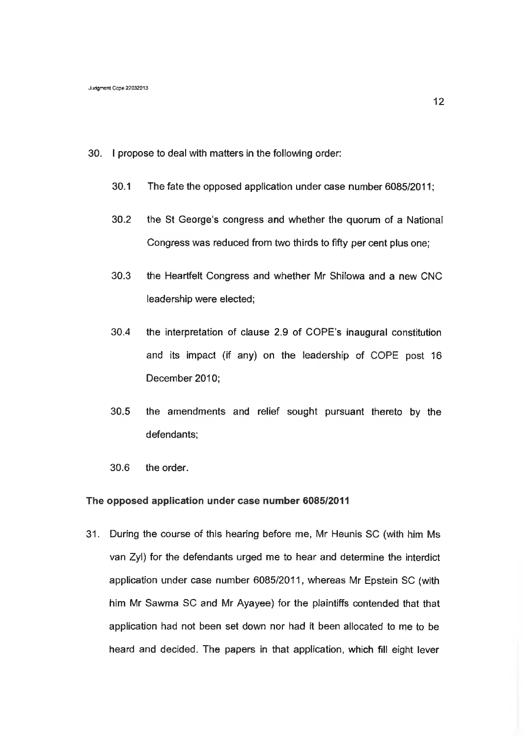30. I propose to deal with matters in the following order:

    30.1 The fate the opposed application under case number 6085/2011;

    30.2 the St George's congress and whether the quorum of a National Congress was reduced from two thirds to fifty per cent plus one;

    30.3 the Heartfelt Congress and whether Mr Shilowa and a new CNC leadership were elected;

    30.4 the interpretation of clause 2.9 of COPE's inaugural constitution and its impact (if any) on the leadership of COPE post 16 December 2010;

    30.5 the amendments and relief sought pursuant thereto by the defendants;

    30.6 the order.

**The opposed application under case number 6085/2011**

31. During the course of this hearing before me, Mr Heunis SC (with him Ms van Zyl) for the defendants urged me to hear and determine the interdict application under case number 6085/2011, whereas Mr Epstein SC (with him Mr Sawma SC and Mr Ayayee) for the plaintiffs contended that that application had not been set down nor had it been allocated to me to be heard and decided. The papers in that application, which fill eight lever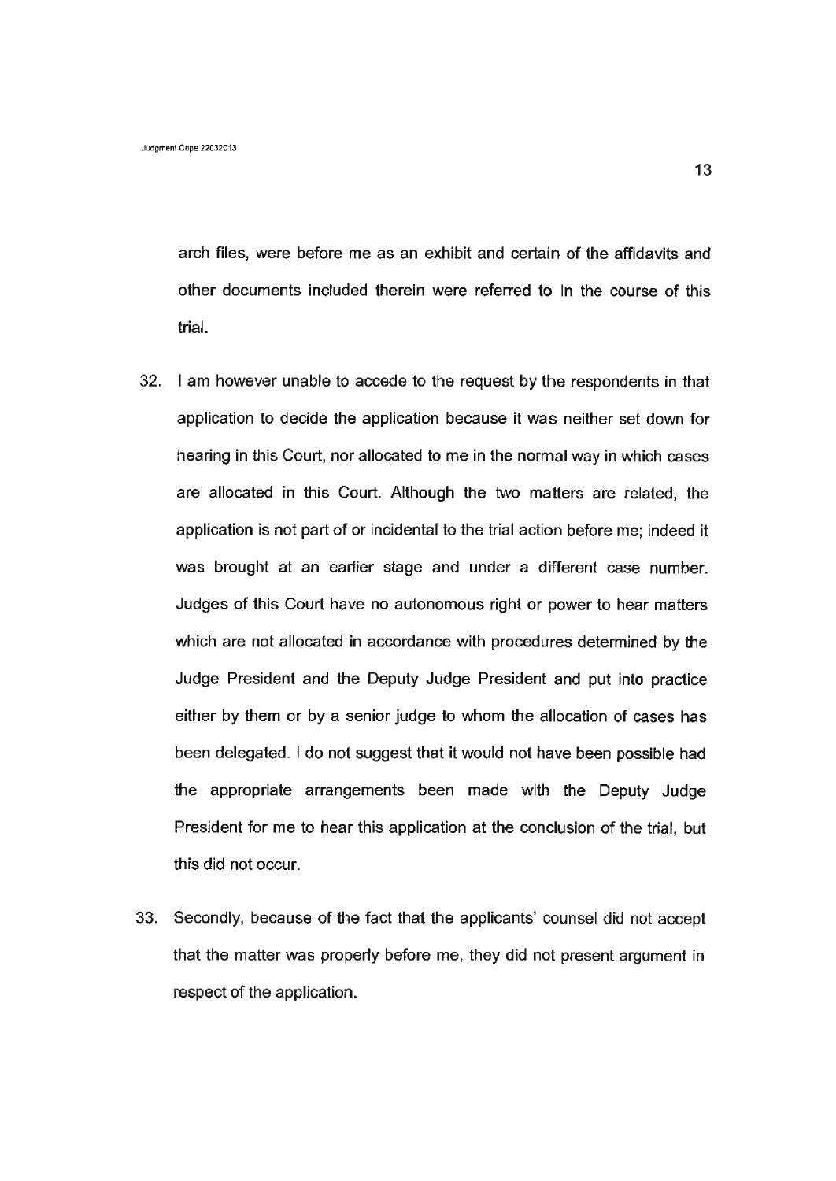arch files, were before me as an exhibit and certain of the affidavits and other documents included therein were referred to in the course of this trial.

32. I am however unable to accede to the request by the respondents in that application to decide the application because it was neither set down for hearing in this Court, nor allocated to me in the normal way in which cases are allocated in this Court. Although the two matters are related, the application is not part of or incidental to the trial action before me; indeed it was brought at an earlier stage and under a different case number. Judges of this Court have no autonomous right or power to hear matters which are not allocated in accordance with procedures determined by the Judge President and the Deputy Judge President and put into practice either by them or by a senior judge to whom the allocation of cases has been delegated. I do not suggest that it would not have been possible had the appropriate arrangements been made with the Deputy Judge President for me to hear this application at the conclusion of the trial, but this did not occur.

33. Secondly, because of the fact that the applicants' counsel did not accept that the matter was properly before me, they did not present argument in respect of the application.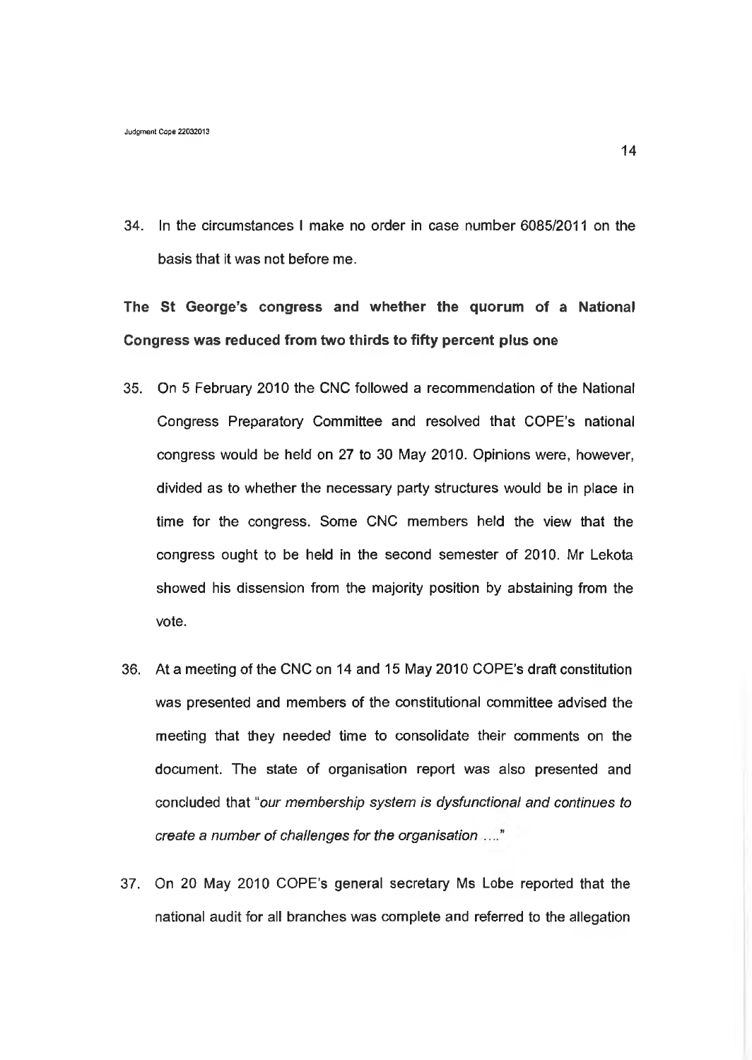34. In the circumstances I make no order in case number 6085/2011 on the basis that it was not before me.

**The St George's congress and whether the quorum of a National Congress was reduced from two thirds to fifty percent plus one**

35. On 5 February 2010 the CNC followed a recommendation of the National Congress Preparatory Committee and resolved that COPE's national congress would be held on 27 to 30 May 2010. Opinions were, however, divided as to whether the necessary party structures would be in place in time for the congress. Some CNC members held the view that the congress ought to be held in the second semester of 2010. Mr Lekota showed his dissension from the majority position by abstaining from the vote.

36. At a meeting of the CNC on 14 and 15 May 2010 COPE's draft constitution was presented and members of the constitutional committee advised the meeting that they needed time to consolidate their comments on the document. The state of organisation report was also presented and concluded that "*our membership system is dysfunctional and continues to create a number of challenges for the organisation ....*"

37. On 20 May 2010 COPE's general secretary Ms Lobe reported that the national audit for all branches was complete and referred to the allegation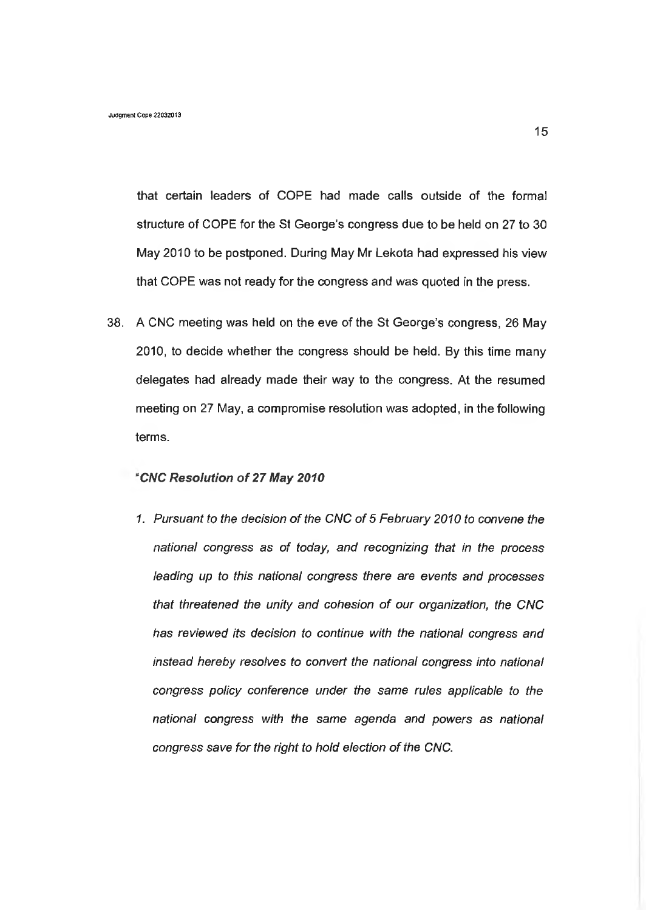that certain leaders of COPE had made calls outside of the formal structure of COPE for the St George's congress due to be held on 27 to 30 May 2010 to be postponed. During May Mr Lekota had expressed his view that COPE was not ready for the congress and was quoted in the press.

38. A CNC meeting was held on the eve of the St George's congress, 26 May 2010, to decide whether the congress should be held. By this time many delegates had already made their way to the congress. At the resumed meeting on 27 May, a compromise resolution was adopted, in the following terms.

"***CNC Resolution of 27 May 2010***

*1. Pursuant to the decision of the CNC of 5 February 2010 to convene the national congress as of today, and recognizing that in the process leading up to this national congress there are events and processes that threatened the unity and cohesion of our organization, the CNC has reviewed its decision to continue with the national congress and instead hereby resolves to convert the national congress into national congress policy conference under the same rules applicable to the national congress with the same agenda and powers as national congress save for the right to hold election of the CNC.*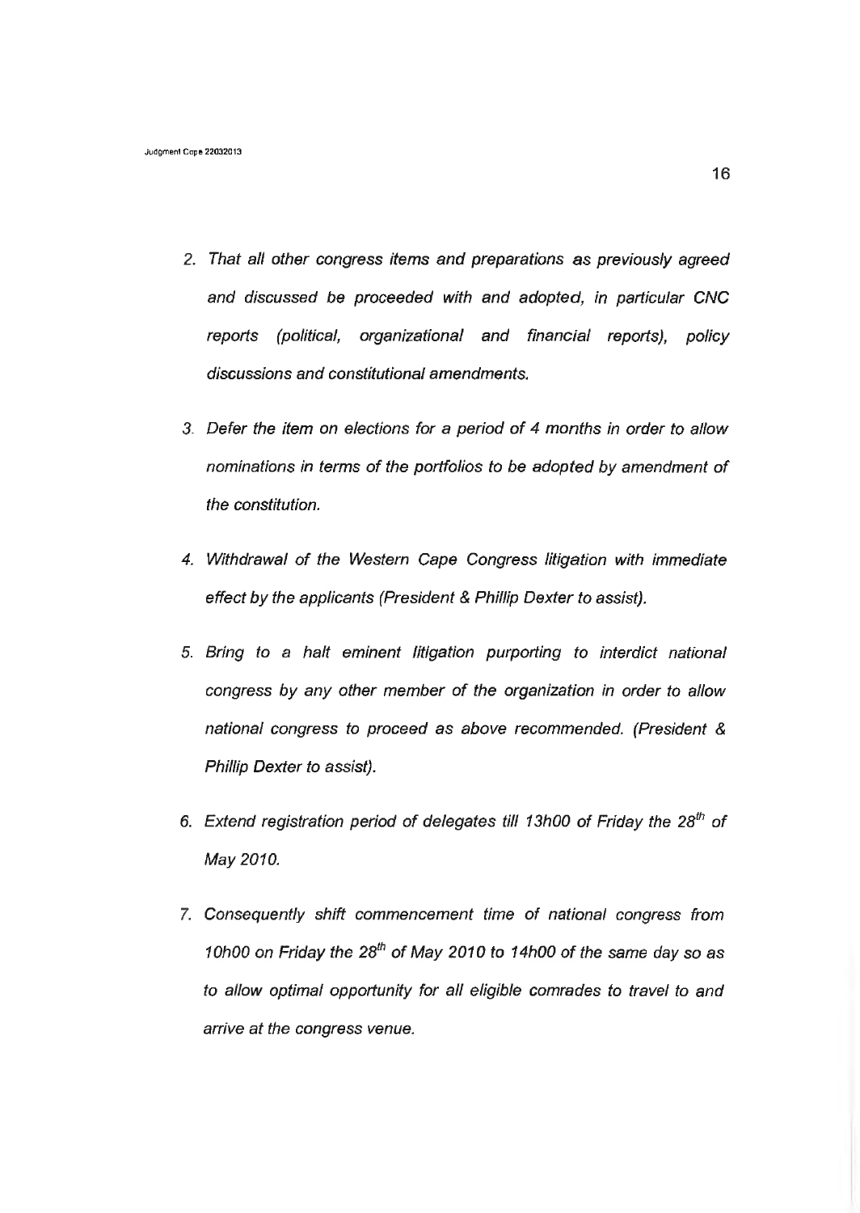2. *That all other congress items and preparations as previously agreed and discussed be proceeded with and adopted, in particular CNC reports (political, organizational and financial reports), policy discussions and constitutional amendments.*

3. *Defer the item on elections for a period of 4 months in order to allow nominations in terms of the portfolios to be adopted by amendment of the constitution.*

4. *Withdrawal of the Western Cape Congress litigation with immediate effect by the applicants (President & Phillip Dexter to assist).*

5. *Bring to a halt eminent litigation purporting to interdict national congress by any other member of the organization in order to allow national congress to proceed as above recommended. (President & Phillip Dexter to assist).*

6. *Extend registration period of delegates till 13h00 of Friday the 28th of May 2010.*

7. *Consequently shift commencement time of national congress from 10h00 on Friday the 28th of May 2010 to 14h00 of the same day so as to allow optimal opportunity for all eligible comrades to travel to and arrive at the congress venue.*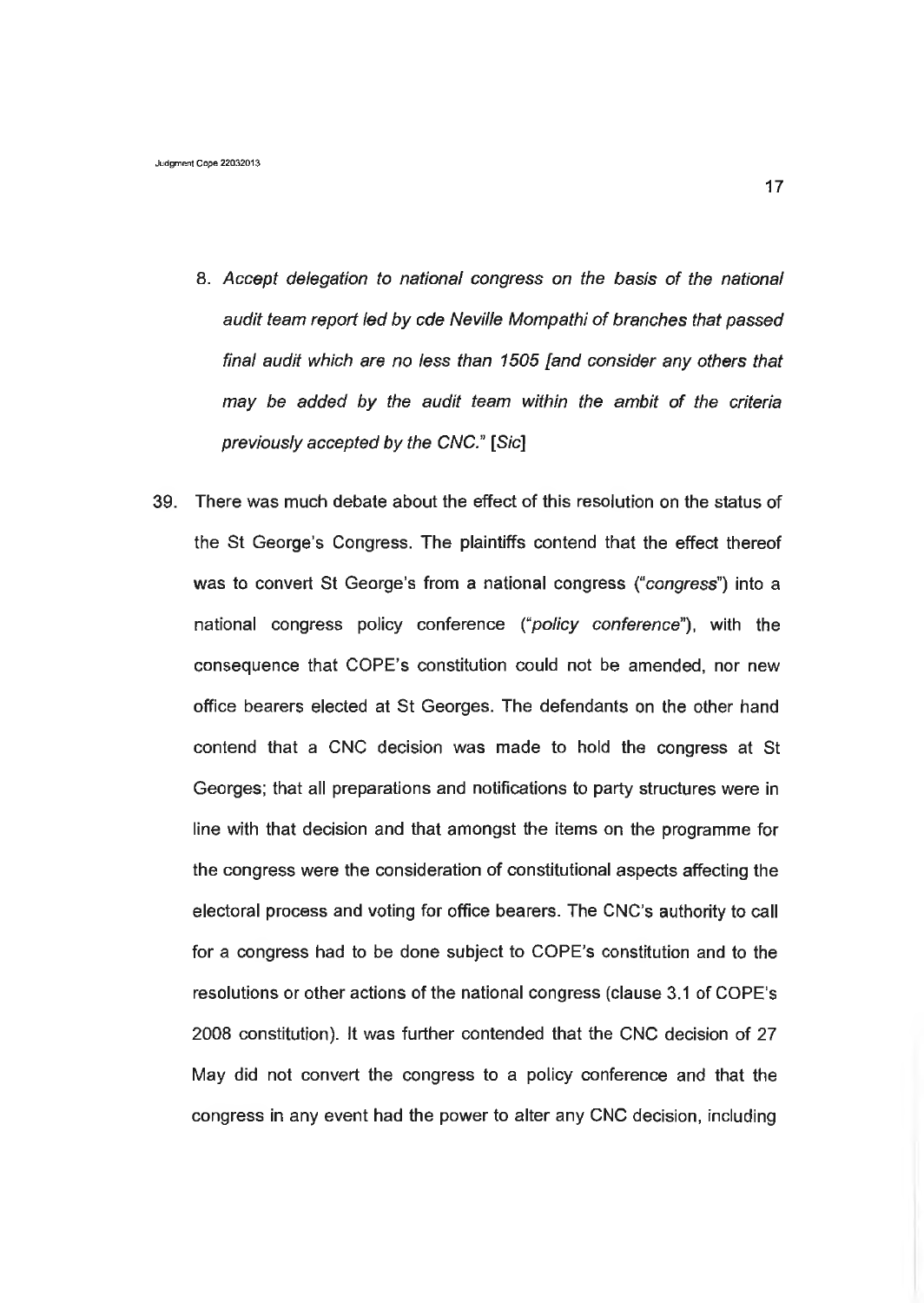8. *Accept delegation to national congress on the basis of the national audit team report led by cde Neville Mompathi of branches that passed final audit which are no less than 1505 [and consider any others that may be added by the audit team within the ambit of the criteria previously accepted by the CNC."* [*Sic*]

39. There was much debate about the effect of this resolution on the status of the St George's Congress. The plaintiffs contend that the effect thereof was to convert St George's from a national congress ("*congress*") into a national congress policy conference ("*policy conference*"), with the consequence that COPE's constitution could not be amended, nor new office bearers elected at St Georges. The defendants on the other hand contend that a CNC decision was made to hold the congress at St Georges; that all preparations and notifications to party structures were in line with that decision and that amongst the items on the programme for the congress were the consideration of constitutional aspects affecting the electoral process and voting for office bearers. The CNC's authority to call for a congress had to be done subject to COPE's constitution and to the resolutions or other actions of the national congress (clause 3.1 of COPE's 2008 constitution). It was further contended that the CNC decision of 27 May did not convert the congress to a policy conference and that the congress in any event had the power to alter any CNC decision, including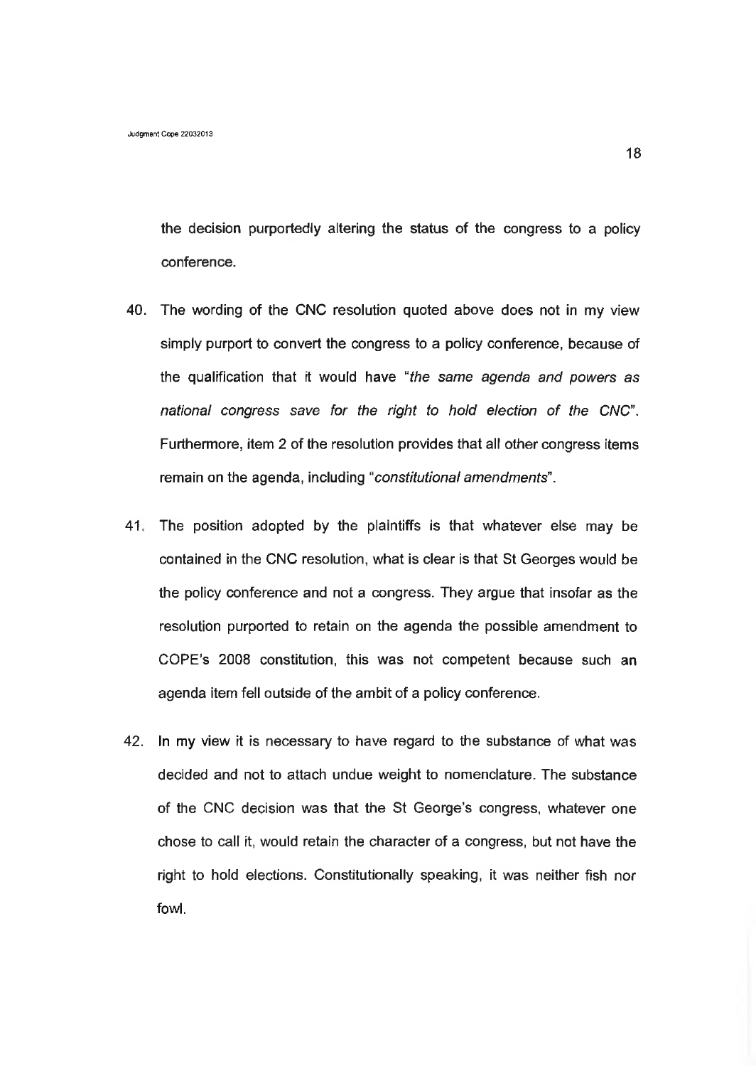the decision purportedly altering the status of the congress to a policy conference.

40. The wording of the CNC resolution quoted above does not in my view simply purport to convert the congress to a policy conference, because of the qualification that it would have "*the same agenda and powers as national congress save for the right to hold election of the CNC*". Furthermore, item 2 of the resolution provides that all other congress items remain on the agenda, including "*constitutional amendments*".

41. The position adopted by the plaintiffs is that whatever else may be contained in the CNC resolution, what is clear is that St Georges would be the policy conference and not a congress. They argue that insofar as the resolution purported to retain on the agenda the possible amendment to COPE's 2008 constitution, this was not competent because such an agenda item fell outside of the ambit of a policy conference.

42. In my view it is necessary to have regard to the substance of what was decided and not to attach undue weight to nomenclature. The substance of the CNC decision was that the St George's congress, whatever one chose to call it, would retain the character of a congress, but not have the right to hold elections. Constitutionally speaking, it was neither fish nor fowl.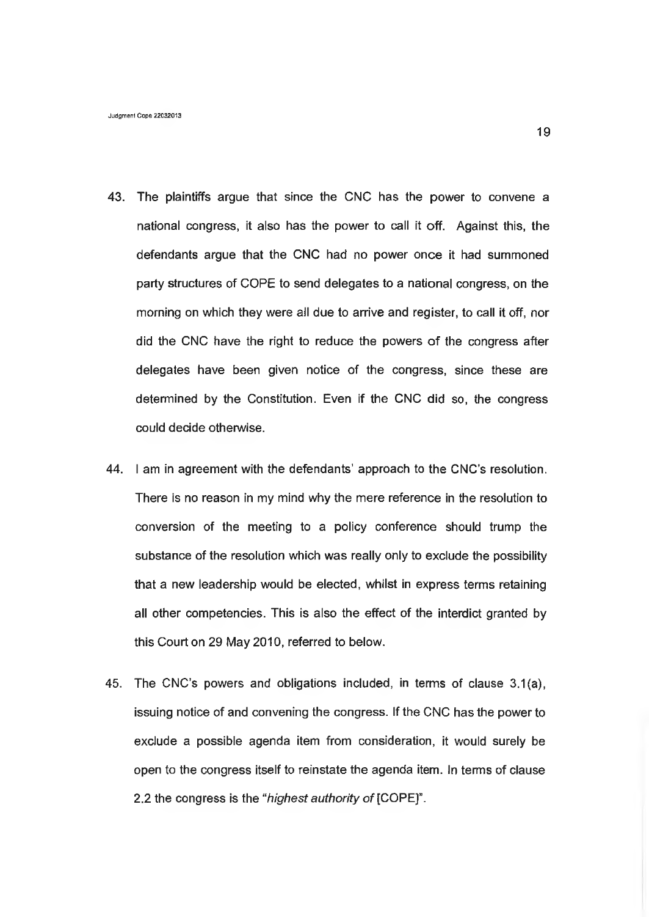43. The plaintiffs argue that since the CNC has the power to convene a national congress, it also has the power to call it off. Against this, the defendants argue that the CNC had no power once it had summoned party structures of COPE to send delegates to a national congress, on the morning on which they were all due to arrive and register, to call it off, nor did the CNC have the right to reduce the powers of the congress after delegates have been given notice of the congress, since these are determined by the Constitution. Even if the CNC did so, the congress could decide otherwise.

44. I am in agreement with the defendants' approach to the CNC's resolution. There is no reason in my mind why the mere reference in the resolution to conversion of the meeting to a policy conference should trump the substance of the resolution which was really only to exclude the possibility that a new leadership would be elected, whilst in express terms retaining all other competencies. This is also the effect of the interdict granted by this Court on 29 May 2010, referred to below.

45. The CNC's powers and obligations included, in terms of clause 3.1(a), issuing notice of and convening the congress. If the CNC has the power to exclude a possible agenda item from consideration, it would surely be open to the congress itself to reinstate the agenda item. In terms of clause 2.2 the congress is the "*highest authority of* [COPE]".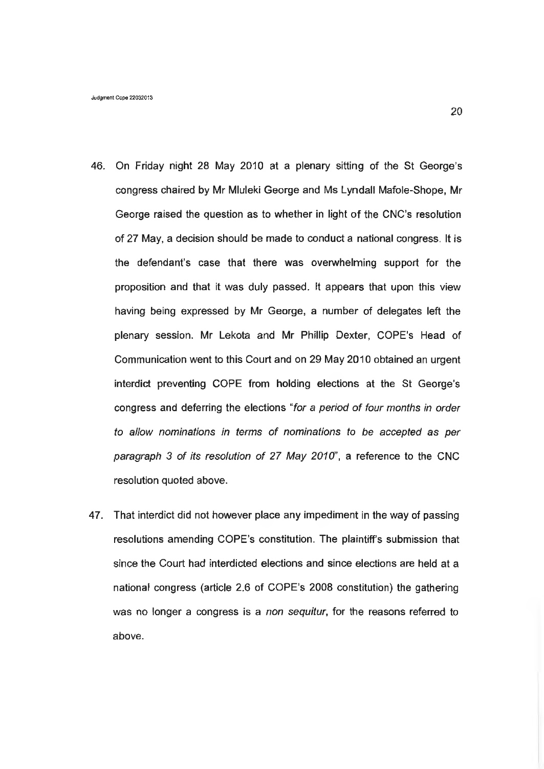46. On Friday night 28 May 2010 at a plenary sitting of the St George's congress chaired by Mr Mluleki George and Ms Lyndall Mafole-Shope, Mr George raised the question as to whether in light of the CNC's resolution of 27 May, a decision should be made to conduct a national congress. It is the defendant's case that there was overwhelming support for the proposition and that it was duly passed. It appears that upon this view having being expressed by Mr George, a number of delegates left the plenary session. Mr Lekota and Mr Phillip Dexter, COPE's Head of Communication went to this Court and on 29 May 2010 obtained an urgent interdict preventing COPE from holding elections at the St George's congress and deferring the elections "*for a period of four months in order to allow nominations in terms of nominations to be accepted as per paragraph 3 of its resolution of 27 May 2010*", a reference to the CNC resolution quoted above.

47. That interdict did not however place any impediment in the way of passing resolutions amending COPE's constitution. The plaintiff's submission that since the Court had interdicted elections and since elections are held at a national congress (article 2.6 of COPE's 2008 constitution) the gathering was no longer a congress is a *non sequitur*, for the reasons referred to above.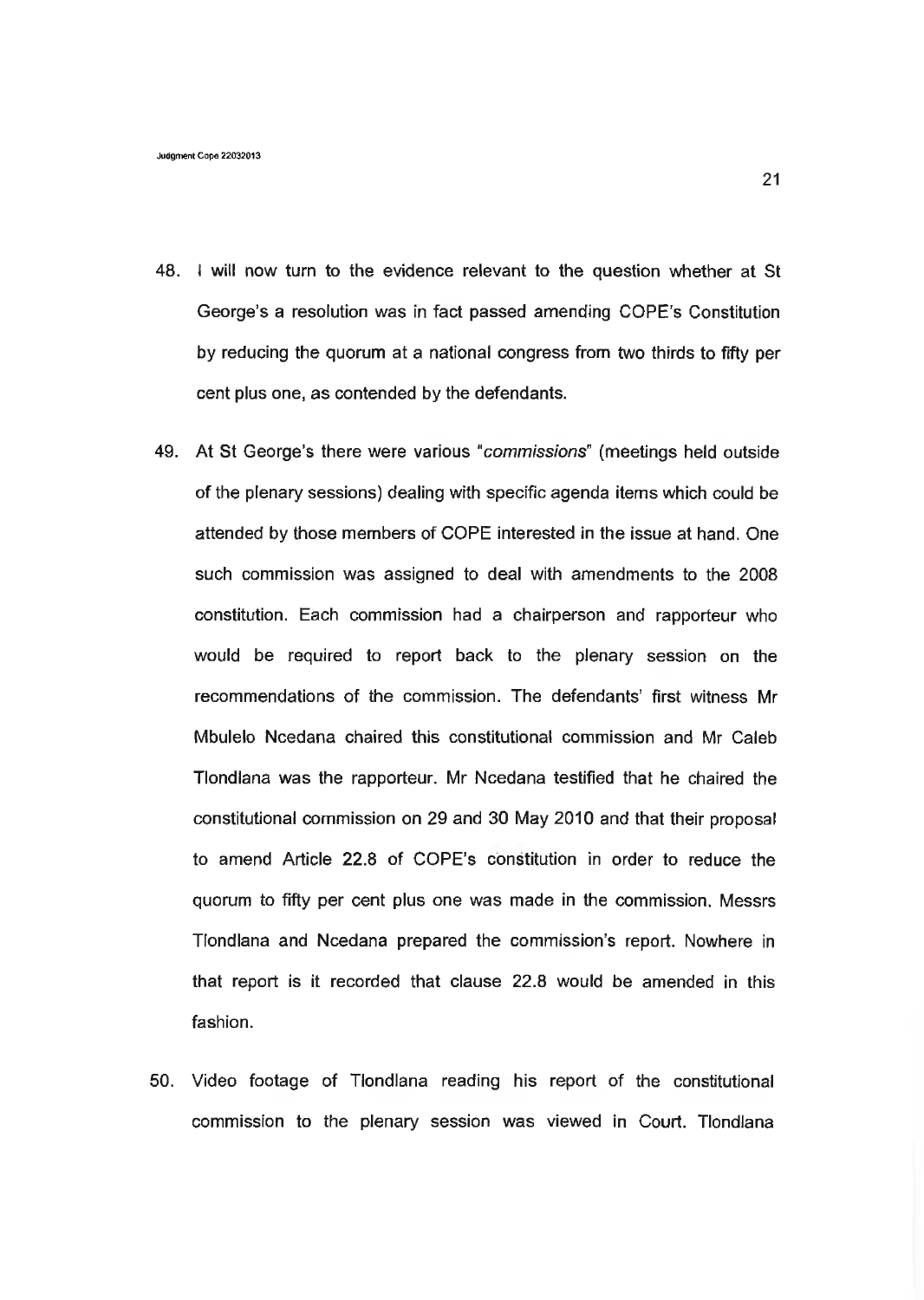48. I will now turn to the evidence relevant to the question whether at St George's a resolution was in fact passed amending COPE's Constitution by reducing the quorum at a national congress from two thirds to fifty per cent plus one, as contended by the defendants.

49. At St George's there were various "*commissions*" (meetings held outside of the plenary sessions) dealing with specific agenda items which could be attended by those members of COPE interested in the issue at hand. One such commission was assigned to deal with amendments to the 2008 constitution. Each commission had a chairperson and rapporteur who would be required to report back to the plenary session on the recommendations of the commission. The defendants' first witness Mr Mbulelo Ncedana chaired this constitutional commission and Mr Caleb Tlondlana was the rapporteur. Mr Ncedana testified that he chaired the constitutional commission on 29 and 30 May 2010 and that their proposal to amend Article 22.8 of COPE's constitution in order to reduce the quorum to fifty per cent plus one was made in the commission. Messrs Tlondlana and Ncedana prepared the commission's report. Nowhere in that report is it recorded that clause 22.8 would be amended in this fashion.

50. Video footage of Tlondlana reading his report of the constitutional commission to the plenary session was viewed in Court. Tlondlana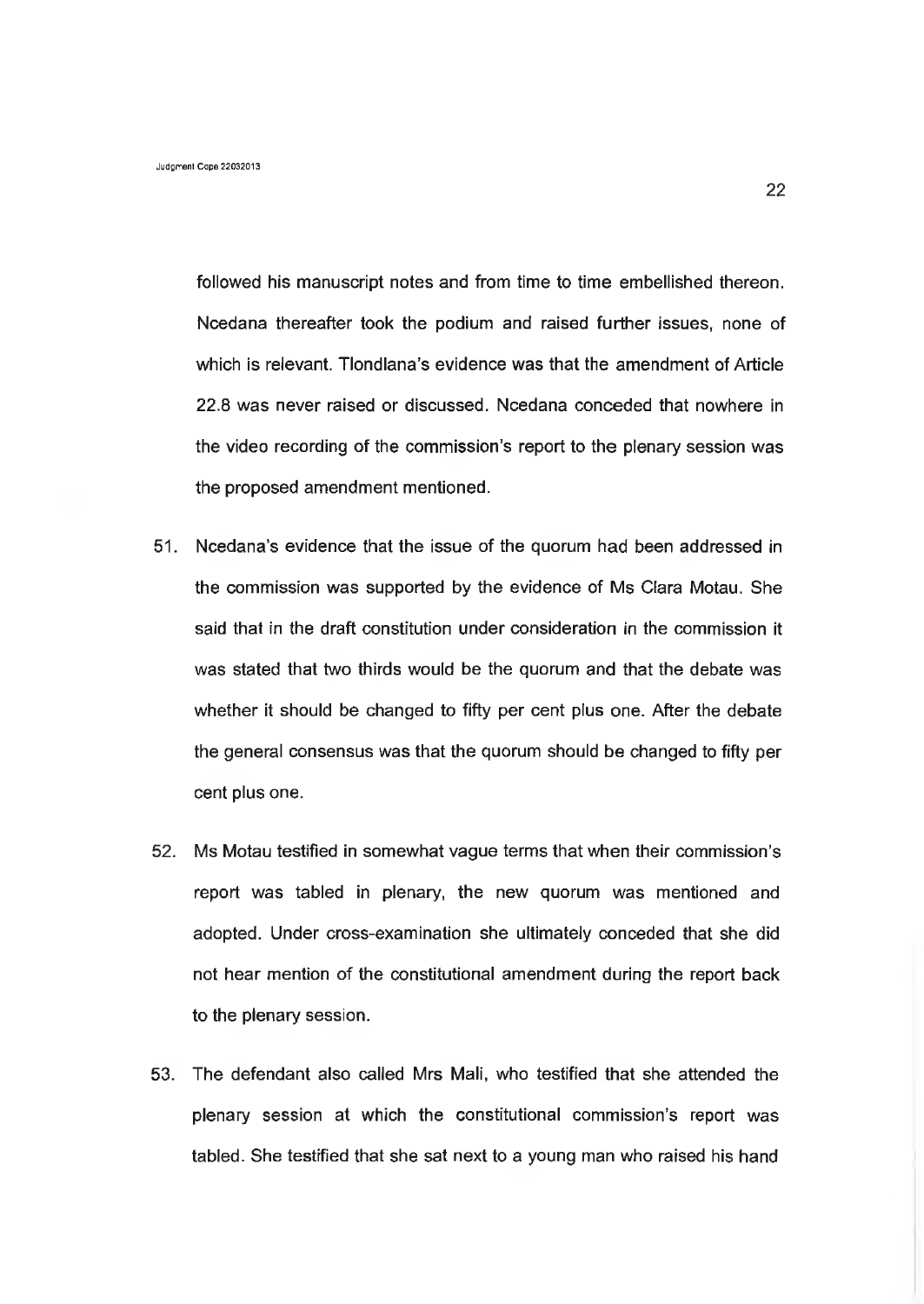followed his manuscript notes and from time to time embellished thereon. Ncedana thereafter took the podium and raised further issues, none of which is relevant. Tlondlana's evidence was that the amendment of Article 22.8 was never raised or discussed. Ncedana conceded that nowhere in the video recording of the commission's report to the plenary session was the proposed amendment mentioned.

51. Ncedana's evidence that the issue of the quorum had been addressed in the commission was supported by the evidence of Ms Clara Motau. She said that in the draft constitution under consideration in the commission it was stated that two thirds would be the quorum and that the debate was whether it should be changed to fifty per cent plus one. After the debate the general consensus was that the quorum should be changed to fifty per cent plus one.

52. Ms Motau testified in somewhat vague terms that when their commission's report was tabled in plenary, the new quorum was mentioned and adopted. Under cross-examination she ultimately conceded that she did not hear mention of the constitutional amendment during the report back to the plenary session.

53. The defendant also called Mrs Mali, who testified that she attended the plenary session at which the constitutional commission's report was tabled. She testified that she sat next to a young man who raised his hand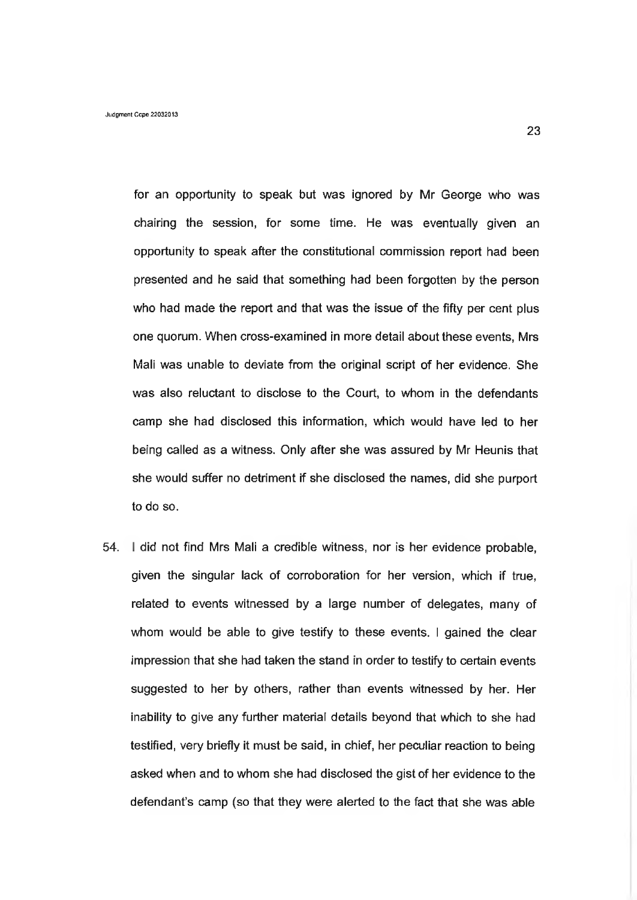for an opportunity to speak but was ignored by Mr George who was chairing the session, for some time. He was eventually given an opportunity to speak after the constitutional commission report had been presented and he said that something had been forgotten by the person who had made the report and that was the issue of the fifty per cent plus one quorum. When cross-examined in more detail about these events, Mrs Mali was unable to deviate from the original script of her evidence. She was also reluctant to disclose to the Court, to whom in the defendants camp she had disclosed this information, which would have led to her being called as a witness. Only after she was assured by Mr Heunis that she would suffer no detriment if she disclosed the names, did she purport to do so.

54. I did not find Mrs Mali a credible witness, nor is her evidence probable, given the singular lack of corroboration for her version, which if true, related to events witnessed by a large number of delegates, many of whom would be able to give testify to these events. I gained the clear impression that she had taken the stand in order to testify to certain events suggested to her by others, rather than events witnessed by her. Her inability to give any further material details beyond that which to she had testified, very briefly it must be said, in chief, her peculiar reaction to being asked when and to whom she had disclosed the gist of her evidence to the defendant's camp (so that they were alerted to the fact that she was able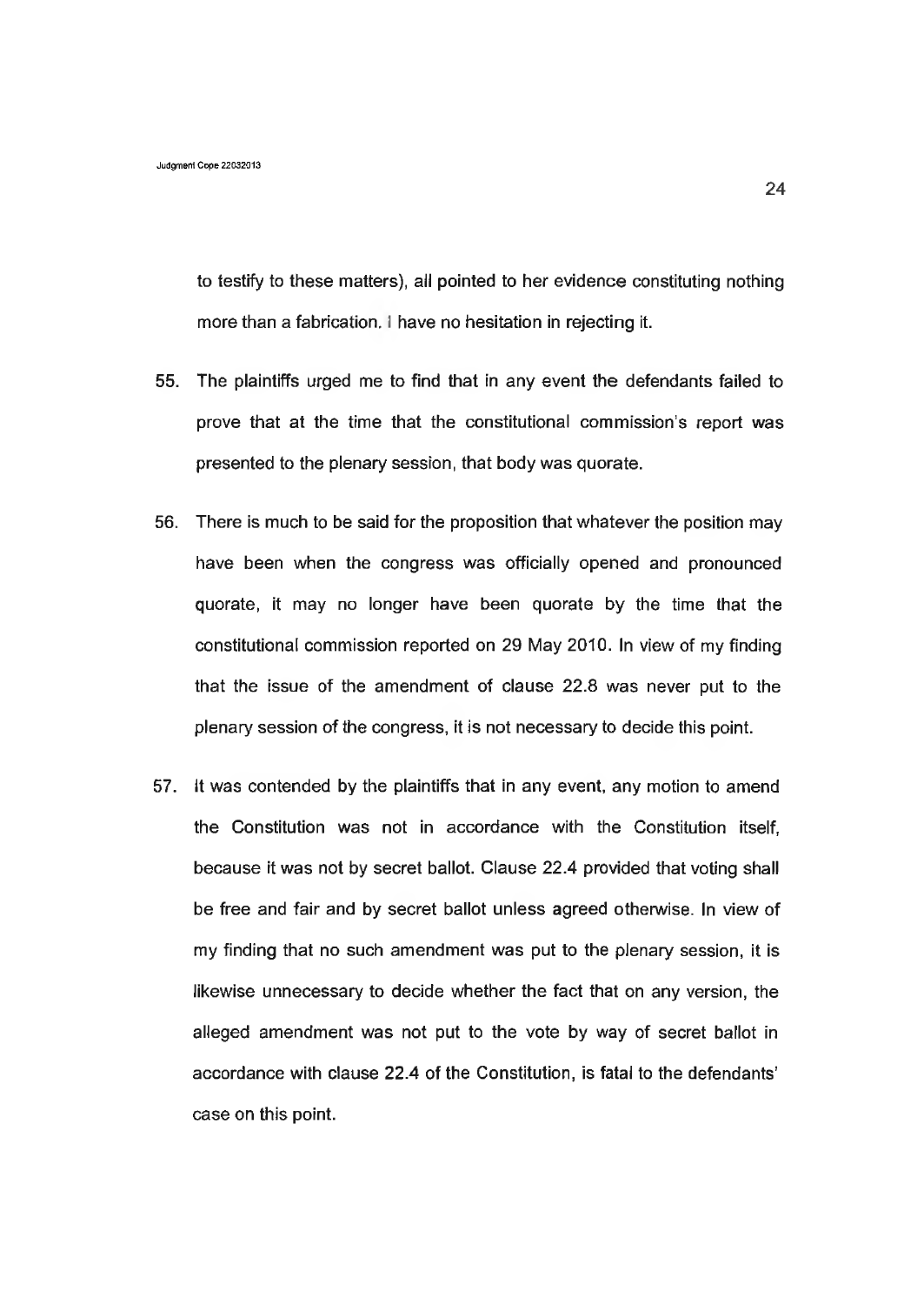to testify to these matters), all pointed to her evidence constituting nothing more than a fabrication. I have no hesitation in rejecting it.

55. The plaintiffs urged me to find that in any event the defendants failed to prove that at the time that the constitutional commission's report was presented to the plenary session, that body was quorate.

56. There is much to be said for the proposition that whatever the position may have been when the congress was officially opened and pronounced quorate, it may no longer have been quorate by the time that the constitutional commission reported on 29 May 2010. In view of my finding that the issue of the amendment of clause 22.8 was never put to the plenary session of the congress, it is not necessary to decide this point.

57. It was contended by the plaintiffs that in any event, any motion to amend the Constitution was not in accordance with the Constitution itself, because it was not by secret ballot. Clause 22.4 provided that voting shall be free and fair and by secret ballot unless agreed otherwise. In view of my finding that no such amendment was put to the plenary session, it is likewise unnecessary to decide whether the fact that on any version, the alleged amendment was not put to the vote by way of secret ballot in accordance with clause 22.4 of the Constitution, is fatal to the defendants' case on this point.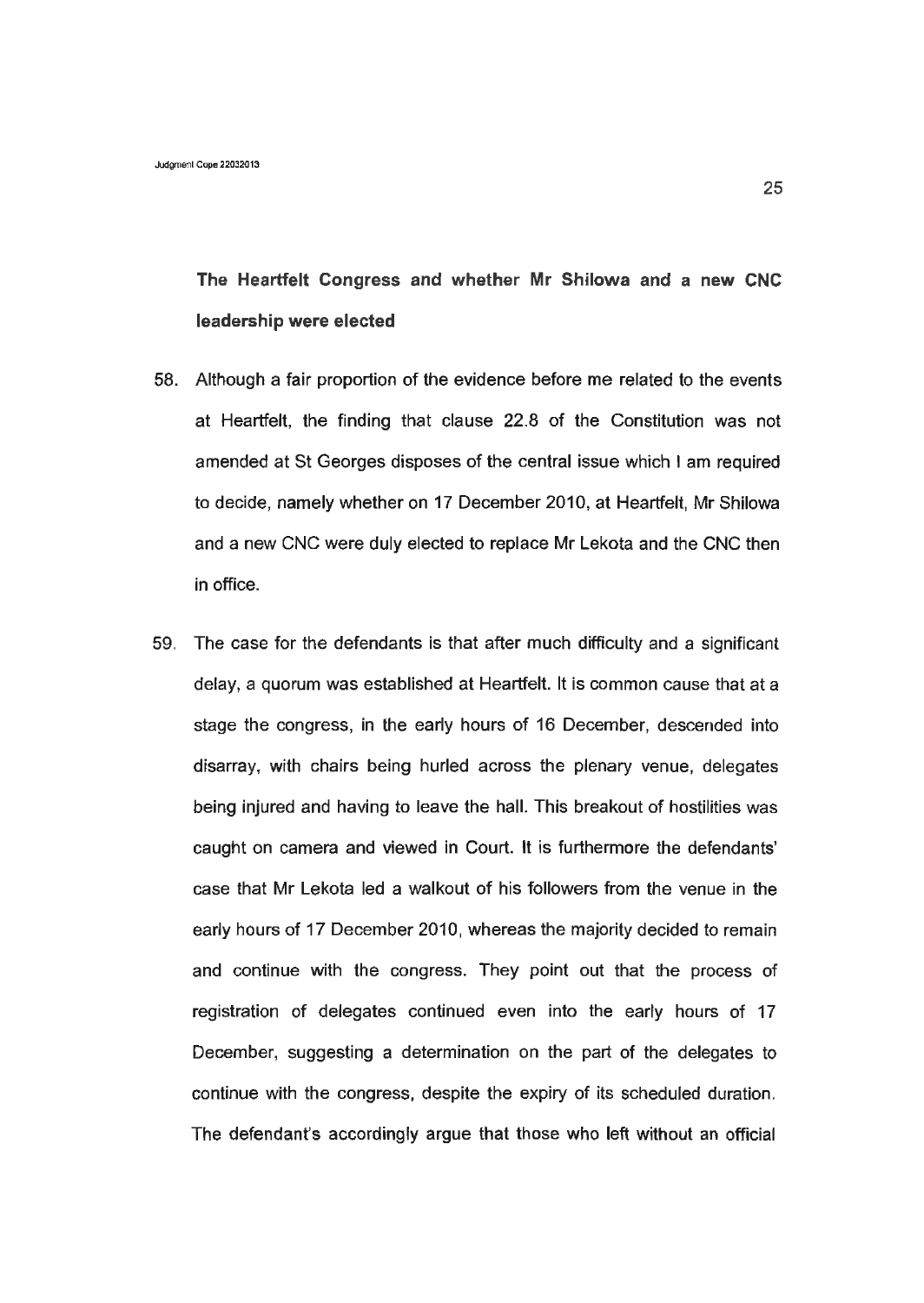**The Heartfelt Congress and whether Mr Shilowa and a new CNC leadership were elected**

58. Although a fair proportion of the evidence before me related to the events at Heartfelt, the finding that clause 22.8 of the Constitution was not amended at St Georges disposes of the central issue which I am required to decide, namely whether on 17 December 2010, at Heartfelt, Mr Shilowa and a new CNC were duly elected to replace Mr Lekota and the CNC then in office.

59. The case for the defendants is that after much difficulty and a significant delay, a quorum was established at Heartfelt. It is common cause that at a stage the congress, in the early hours of 16 December, descended into disarray, with chairs being hurled across the plenary venue, delegates being injured and having to leave the hall. This breakout of hostilities was caught on camera and viewed in Court. It is furthermore the defendants' case that Mr Lekota led a walkout of his followers from the venue in the early hours of 17 December 2010, whereas the majority decided to remain and continue with the congress. They point out that the process of registration of delegates continued even into the early hours of 17 December, suggesting a determination on the part of the delegates to continue with the congress, despite the expiry of its scheduled duration. The defendant's accordingly argue that those who left without an official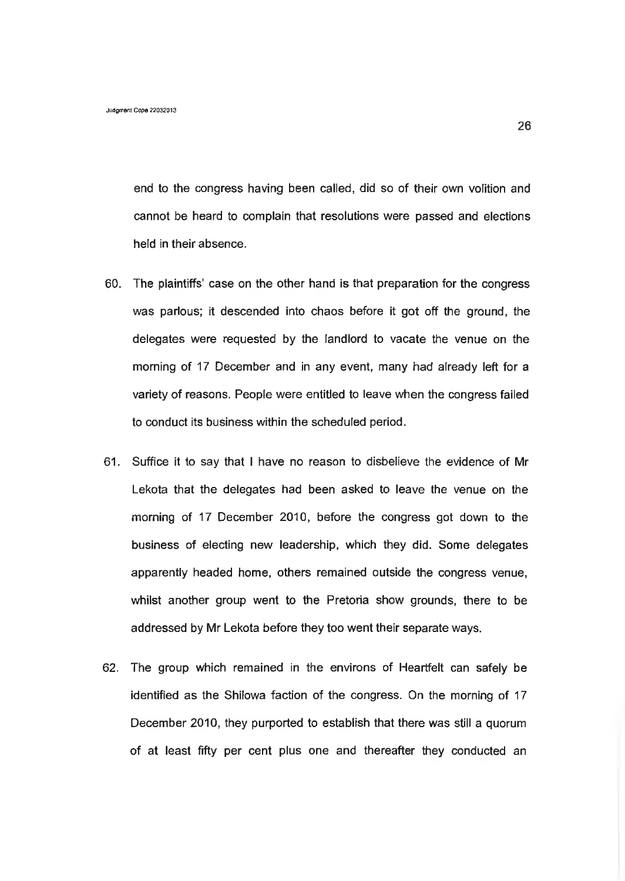end to the congress having been called, did so of their own volition and cannot be heard to complain that resolutions were passed and elections held in their absence.

60. The plaintiffs' case on the other hand is that preparation for the congress was parlous; it descended into chaos before it got off the ground, the delegates were requested by the landlord to vacate the venue on the morning of 17 December and in any event, many had already left for a variety of reasons. People were entitled to leave when the congress failed to conduct its business within the scheduled period.

61. Suffice it to say that I have no reason to disbelieve the evidence of Mr Lekota that the delegates had been asked to leave the venue on the morning of 17 December 2010, before the congress got down to the business of electing new leadership, which they did. Some delegates apparently headed home, others remained outside the congress venue, whilst another group went to the Pretoria show grounds, there to be addressed by Mr Lekota before they too went their separate ways.

62. The group which remained in the environs of Heartfelt can safely be identified as the Shilowa faction of the congress. On the morning of 17 December 2010, they purported to establish that there was still a quorum of at least fifty per cent plus one and thereafter they conducted an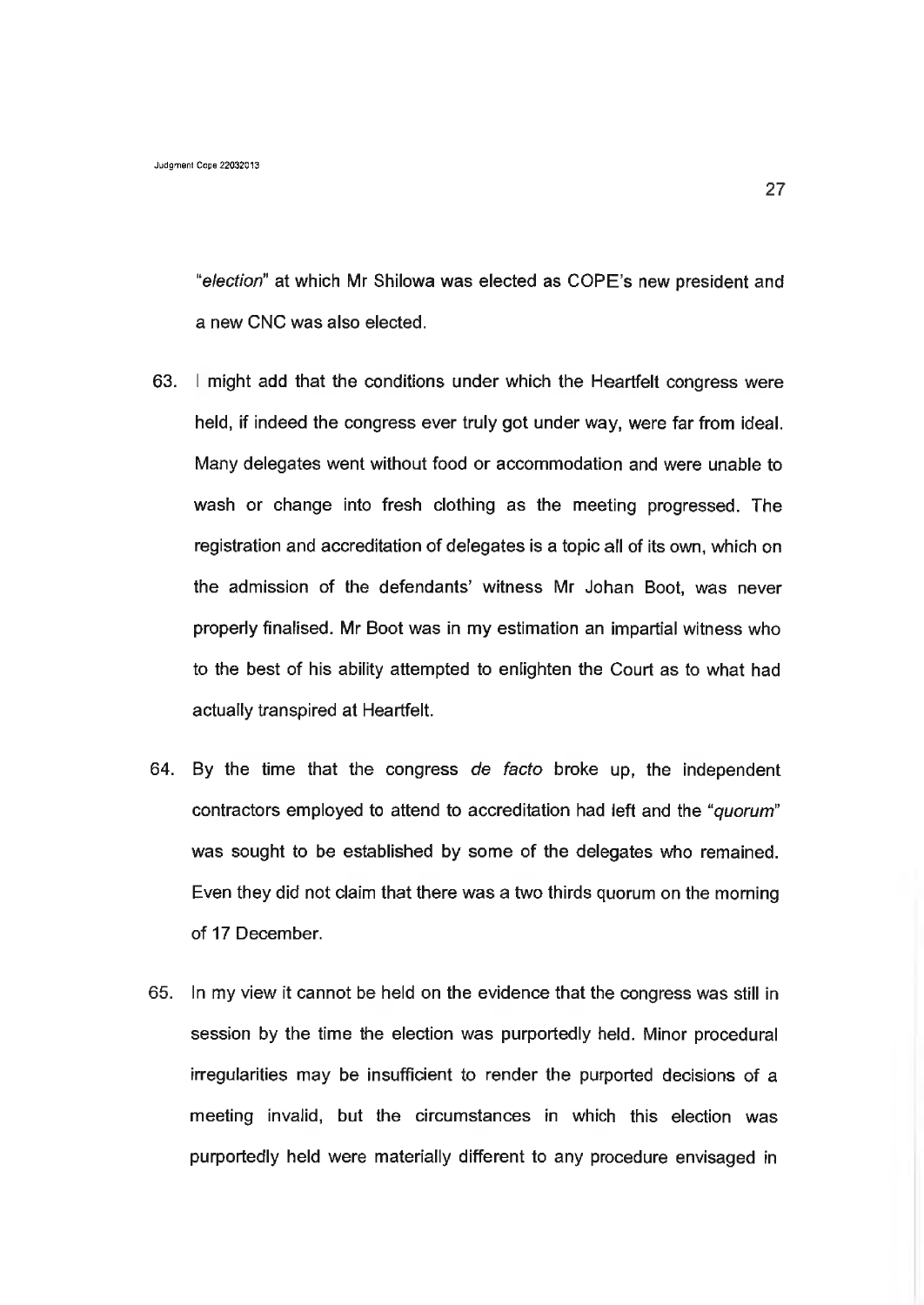"*election*" at which Mr Shilowa was elected as COPE's new president and a new CNC was also elected.

63. I might add that the conditions under which the Heartfelt congress were held, if indeed the congress ever truly got under way, were far from ideal. Many delegates went without food or accommodation and were unable to wash or change into fresh clothing as the meeting progressed. The registration and accreditation of delegates is a topic all of its own, which on the admission of the defendants' witness Mr Johan Boot, was never properly finalised. Mr Boot was in my estimation an impartial witness who to the best of his ability attempted to enlighten the Court as to what had actually transpired at Heartfelt.

64. By the time that the congress *de facto* broke up, the independent contractors employed to attend to accreditation had left and the "*quorum*" was sought to be established by some of the delegates who remained. Even they did not claim that there was a two thirds quorum on the morning of 17 December.

65. In my view it cannot be held on the evidence that the congress was still in session by the time the election was purportedly held. Minor procedural irregularities may be insufficient to render the purported decisions of a meeting invalid, but the circumstances in which this election was purportedly held were materially different to any procedure envisaged in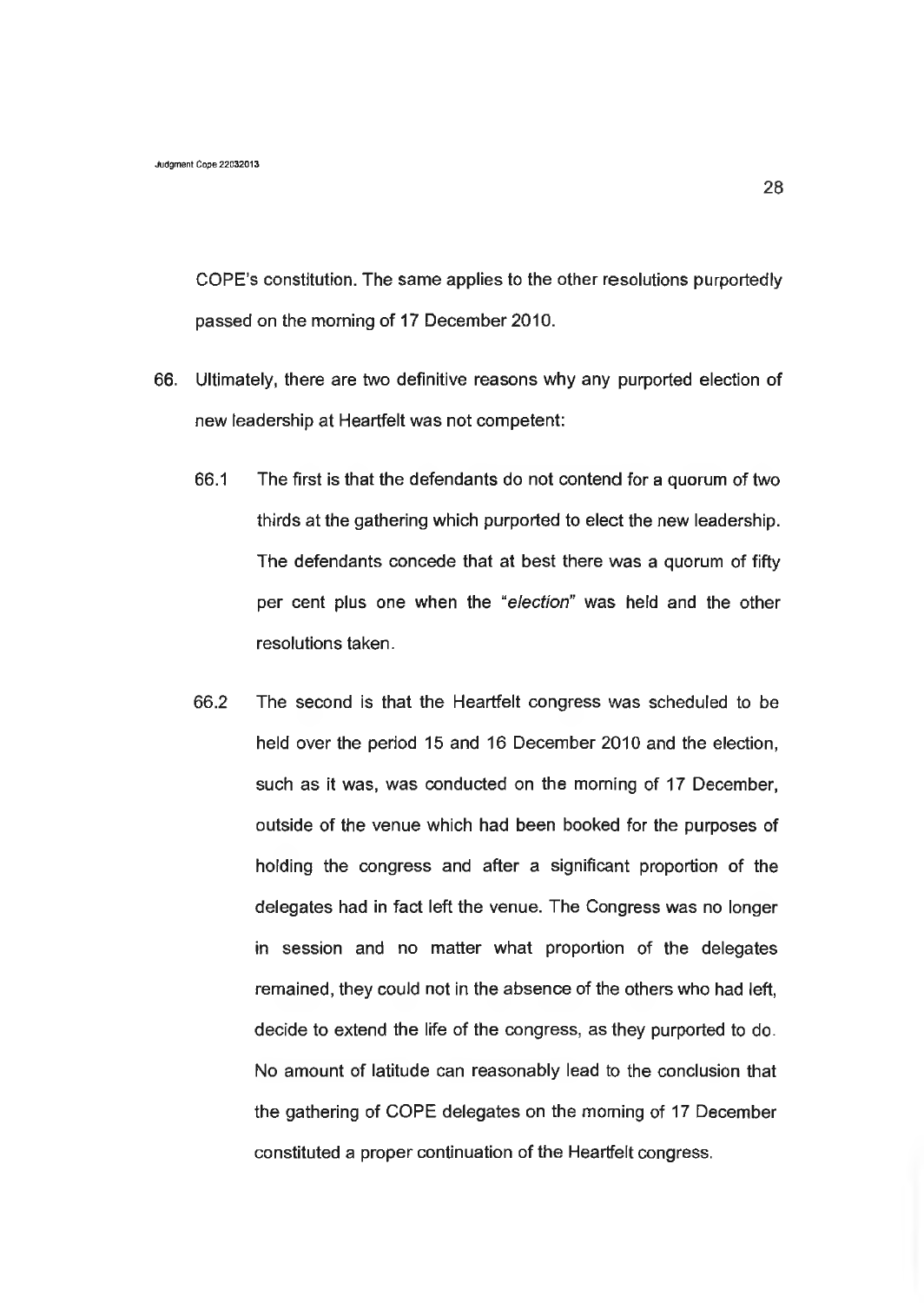COPE's constitution. The same applies to the other resolutions purportedly passed on the morning of 17 December 2010.

66. Ultimately, there are two definitive reasons why any purported election of new leadership at Heartfelt was not competent:

    66.1 The first is that the defendants do not contend for a quorum of two thirds at the gathering which purported to elect the new leadership. The defendants concede that at best there was a quorum of fifty per cent plus one when the "*election*" was held and the other resolutions taken.

    66.2 The second is that the Heartfelt congress was scheduled to be held over the period 15 and 16 December 2010 and the election, such as it was, was conducted on the morning of 17 December, outside of the venue which had been booked for the purposes of holding the congress and after a significant proportion of the delegates had in fact left the venue. The Congress was no longer in session and no matter what proportion of the delegates remained, they could not in the absence of the others who had left, decide to extend the life of the congress, as they purported to do. No amount of latitude can reasonably lead to the conclusion that the gathering of COPE delegates on the morning of 17 December constituted a proper continuation of the Heartfelt congress.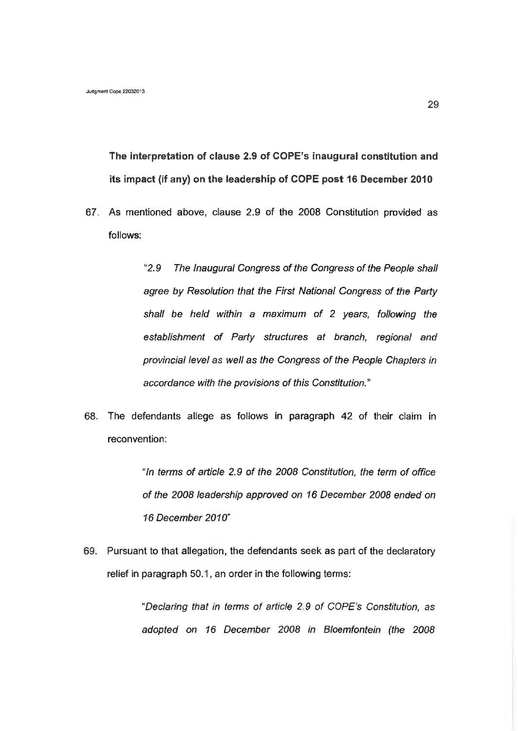**The interpretation of clause 2.9 of COPE's inaugural constitution and its impact (if any) on the leadership of COPE post 16 December 2010**

67. As mentioned above, clause 2.9 of the 2008 Constitution provided as follows:

> "*2.9 The Inaugural Congress of the Congress of the People shall agree by Resolution that the First National Congress of the Party shall be held within a maximum of 2 years, following the establishment of Party structures at branch, regional and provincial level as well as the Congress of the People Chapters in accordance with the provisions of this Constitution.*"

68. The defendants allege as follows in paragraph 42 of their claim in reconvention:

> "*In terms of article 2.9 of the 2008 Constitution, the term of office of the 2008 leadership approved on 16 December 2008 ended on 16 December 2010*"

69. Pursuant to that allegation, the defendants seek as part of the declaratory relief in paragraph 50.1, an order in the following terms:

> "*Declaring that in terms of article 2.9 of COPE's Constitution, as adopted on 16 December 2008 in Bloemfontein (the 2008*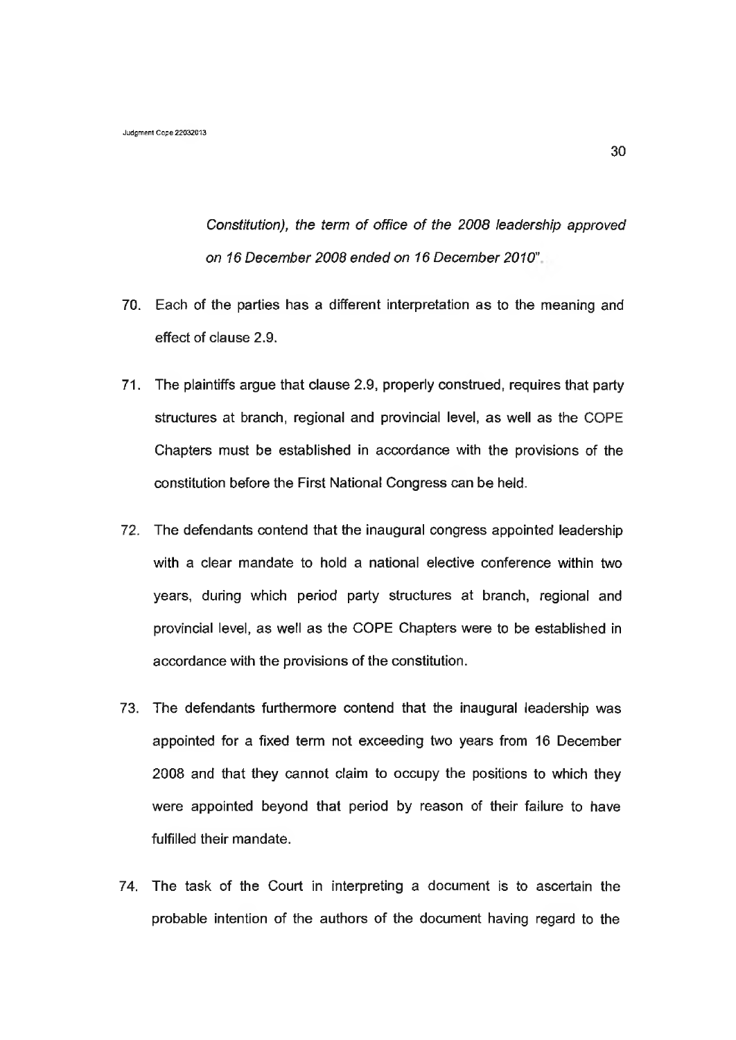*Constitution), the term of office of the 2008 leadership approved on 16 December 2008 ended on 16 December 2010"*.

70. Each of the parties has a different interpretation as to the meaning and effect of clause 2.9.

71. The plaintiffs argue that clause 2.9, properly construed, requires that party structures at branch, regional and provincial level, as well as the COPE Chapters must be established in accordance with the provisions of the constitution before the First National Congress can be held.

72. The defendants contend that the inaugural congress appointed leadership with a clear mandate to hold a national elective conference within two years, during which period party structures at branch, regional and provincial level, as well as the COPE Chapters were to be established in accordance with the provisions of the constitution.

73. The defendants furthermore contend that the inaugural leadership was appointed for a fixed term not exceeding two years from 16 December 2008 and that they cannot claim to occupy the positions to which they were appointed beyond that period by reason of their failure to have fulfilled their mandate.

74. The task of the Court in interpreting a document is to ascertain the probable intention of the authors of the document having regard to the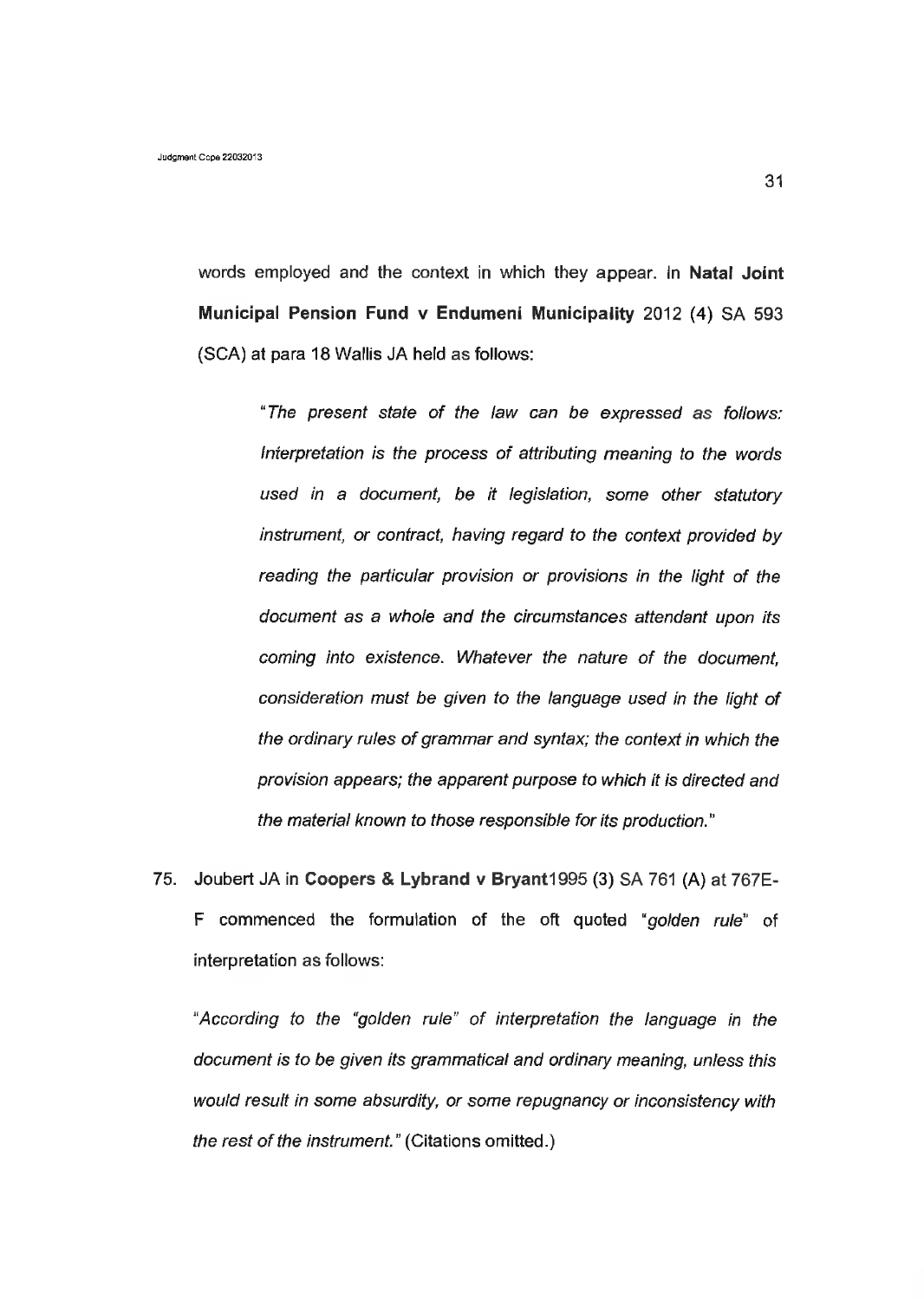words employed and the context in which they appear. In **Natal Joint Municipal Pension Fund v Endumeni Municipality** 2012 (4) SA 593 (SCA) at para 18 Wallis JA held as follows:

> "*The present state of the law can be expressed as follows: Interpretation is the process of attributing meaning to the words used in a document, be it legislation, some other statutory instrument, or contract, having regard to the context provided by reading the particular provision or provisions in the light of the document as a whole and the circumstances attendant upon its coming into existence. Whatever the nature of the document, consideration must be given to the language used in the light of the ordinary rules of grammar and syntax; the context in which the provision appears; the apparent purpose to which it is directed and the material known to those responsible for its production.*"

75. Joubert JA in **Coopers & Lybrand v Bryant**1995 (3) SA 761 (A) at 767E-F commenced the formulation of the oft quoted "*golden rule*" of interpretation as follows:

"*According to the "golden rule" of interpretation the language in the document is to be given its grammatical and ordinary meaning, unless this would result in some absurdity, or some repugnancy or inconsistency with the rest of the instrument.*" (Citations omitted.)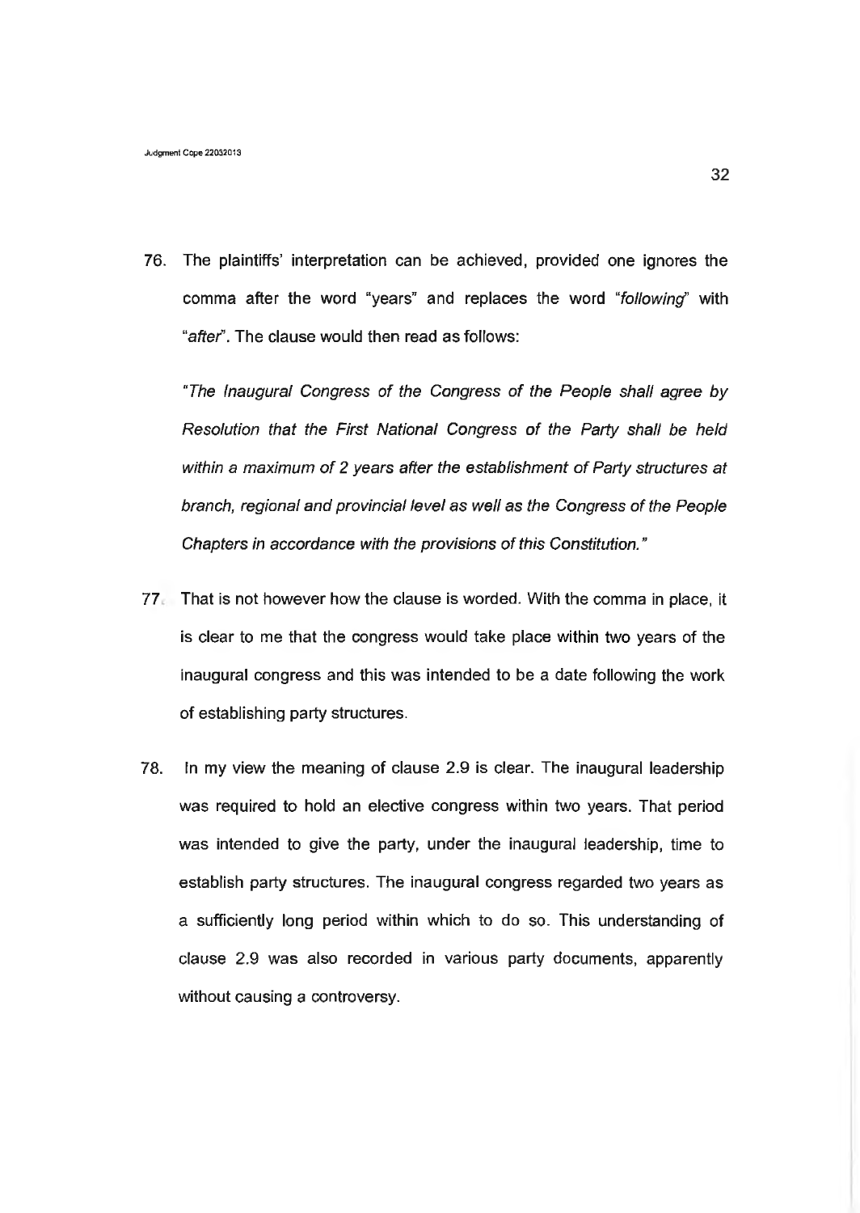76. The plaintiffs' interpretation can be achieved, provided one ignores the comma after the word "years" and replaces the word "*following*" with "*after*". The clause would then read as follows:

*"The Inaugural Congress of the Congress of the People shall agree by Resolution that the First National Congress of the Party shall be held within a maximum of 2 years after the establishment of Party structures at branch, regional and provincial level as well as the Congress of the People Chapters in accordance with the provisions of this Constitution."*

77. That is not however how the clause is worded. With the comma in place, it is clear to me that the congress would take place within two years of the inaugural congress and this was intended to be a date following the work of establishing party structures.

78. In my view the meaning of clause 2.9 is clear. The inaugural leadership was required to hold an elective congress within two years. That period was intended to give the party, under the inaugural leadership, time to establish party structures. The inaugural congress regarded two years as a sufficiently long period within which to do so. This understanding of clause 2.9 was also recorded in various party documents, apparently without causing a controversy.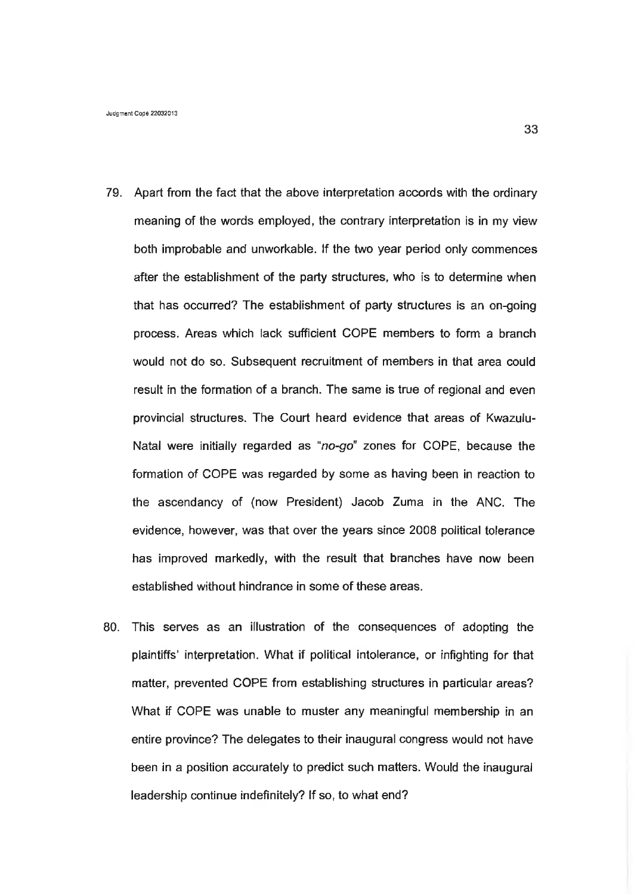79. Apart from the fact that the above interpretation accords with the ordinary meaning of the words employed, the contrary interpretation is in my view both improbable and unworkable. If the two year period only commences after the establishment of the party structures, who is to determine when that has occurred? The establishment of party structures is an on-going process. Areas which lack sufficient COPE members to form a branch would not do so. Subsequent recruitment of members in that area could result in the formation of a branch. The same is true of regional and even provincial structures. The Court heard evidence that areas of Kwazulu-Natal were initially regarded as "*no-go*" zones for COPE, because the formation of COPE was regarded by some as having been in reaction to the ascendancy of (now President) Jacob Zuma in the ANC. The evidence, however, was that over the years since 2008 political tolerance has improved markedly, with the result that branches have now been established without hindrance in some of these areas.

80. This serves as an illustration of the consequences of adopting the plaintiffs' interpretation. What if political intolerance, or infighting for that matter, prevented COPE from establishing structures in particular areas? What if COPE was unable to muster any meaningful membership in an entire province? The delegates to their inaugural congress would not have been in a position accurately to predict such matters. Would the inaugural leadership continue indefinitely? If so, to what end?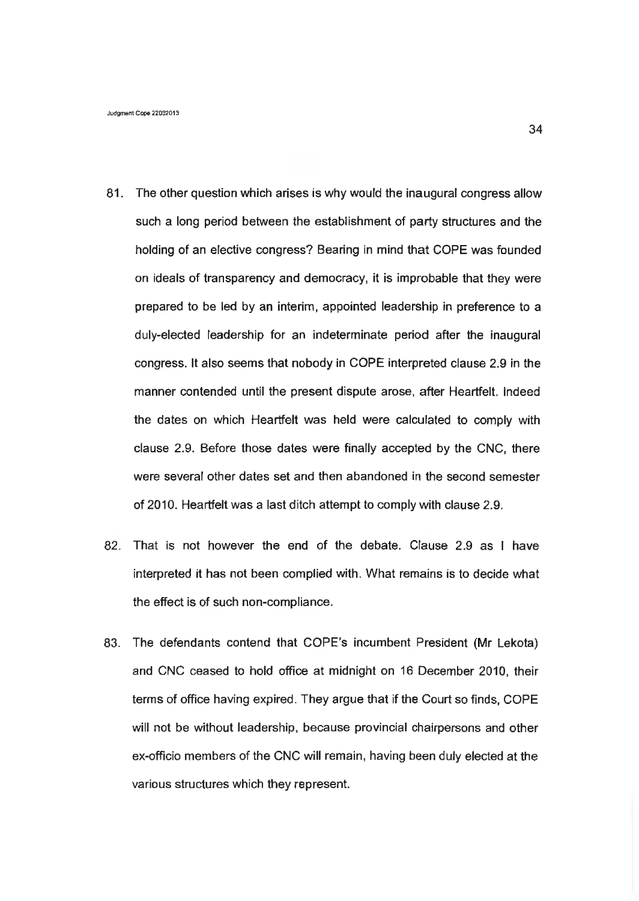81. The other question which arises is why would the inaugural congress allow such a long period between the establishment of party structures and the holding of an elective congress? Bearing in mind that COPE was founded on ideals of transparency and democracy, it is improbable that they were prepared to be led by an interim, appointed leadership in preference to a duly-elected leadership for an indeterminate period after the inaugural congress. It also seems that nobody in COPE interpreted clause 2.9 in the manner contended until the present dispute arose, after Heartfelt. Indeed the dates on which Heartfelt was held were calculated to comply with clause 2.9. Before those dates were finally accepted by the CNC, there were several other dates set and then abandoned in the second semester of 2010. Heartfelt was a last ditch attempt to comply with clause 2.9.

82. That is not however the end of the debate. Clause 2.9 as I have interpreted it has not been complied with. What remains is to decide what the effect is of such non-compliance.

83. The defendants contend that COPE's incumbent President (Mr Lekota) and CNC ceased to hold office at midnight on 16 December 2010, their terms of office having expired. They argue that if the Court so finds, COPE will not be without leadership, because provincial chairpersons and other ex-officio members of the CNC will remain, having been duly elected at the various structures which they represent.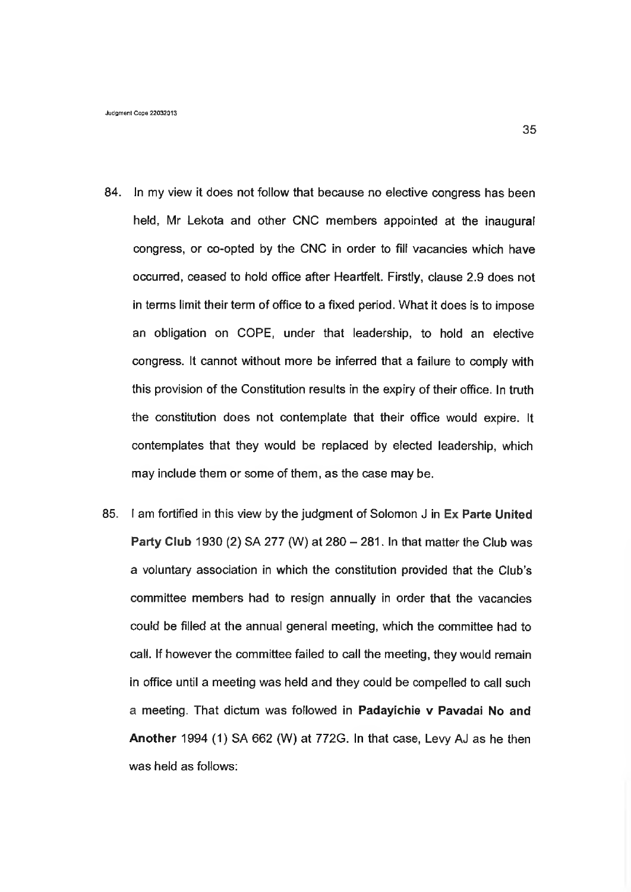84. In my view it does not follow that because no elective congress has been held, Mr Lekota and other CNC members appointed at the inaugural congress, or co-opted by the CNC in order to fill vacancies which have occurred, ceased to hold office after Heartfelt. Firstly, clause 2.9 does not in terms limit their term of office to a fixed period. What it does is to impose an obligation on COPE, under that leadership, to hold an elective congress. It cannot without more be inferred that a failure to comply with this provision of the Constitution results in the expiry of their office. In truth the constitution does not contemplate that their office would expire. It contemplates that they would be replaced by elected leadership, which may include them or some of them, as the case may be.

85. I am fortified in this view by the judgment of Solomon J in **Ex Parte United Party Club** 1930 (2) SA 277 (W) at 280 – 281. In that matter the Club was a voluntary association in which the constitution provided that the Club's committee members had to resign annually in order that the vacancies could be filled at the annual general meeting, which the committee had to call. If however the committee failed to call the meeting, they would remain in office until a meeting was held and they could be compelled to call such a meeting. That dictum was followed in **Padayichie v Pavadai No and Another** 1994 (1) SA 662 (W) at 772G. In that case, Levy AJ as he then was held as follows: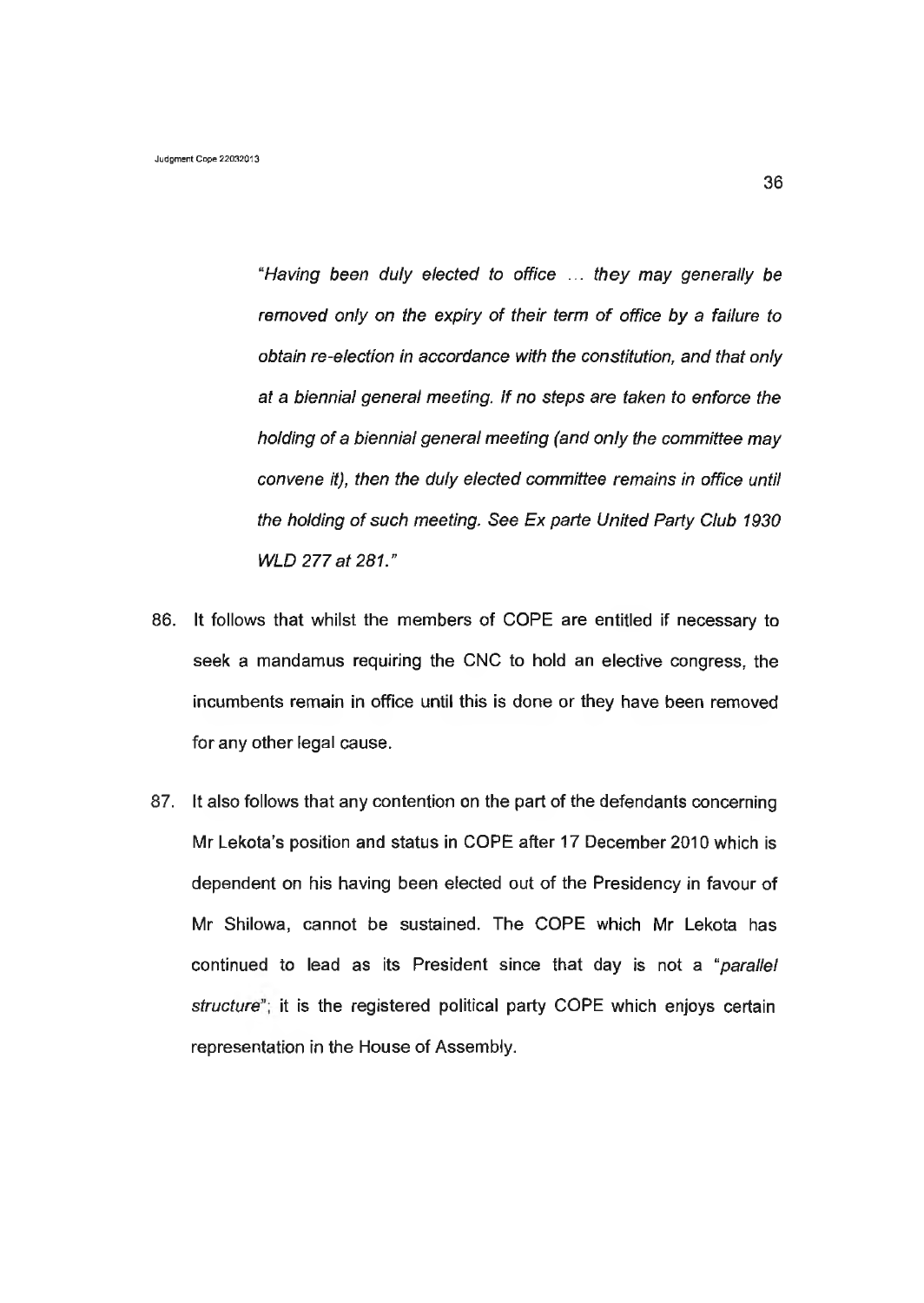> *"Having been duly elected to office ... they may generally be removed only on the expiry of their term of office by a failure to obtain re-election in accordance with the constitution, and that only at a biennial general meeting. If no steps are taken to enforce the holding of a biennial general meeting (and only the committee may convene it), then the duly elected committee remains in office until the holding of such meeting. See Ex parte United Party Club 1930 WLD 277 at 281."*

86. It follows that whilst the members of COPE are entitled if necessary to seek a mandamus requiring the CNC to hold an elective congress, the incumbents remain in office until this is done or they have been removed for any other legal cause.

87. It also follows that any contention on the part of the defendants concerning Mr Lekota's position and status in COPE after 17 December 2010 which is dependent on his having been elected out of the Presidency in favour of Mr Shilowa, cannot be sustained. The COPE which Mr Lekota has continued to lead as its President since that day is not a *"parallel structure"*; it is the registered political party COPE which enjoys certain representation in the House of Assembly.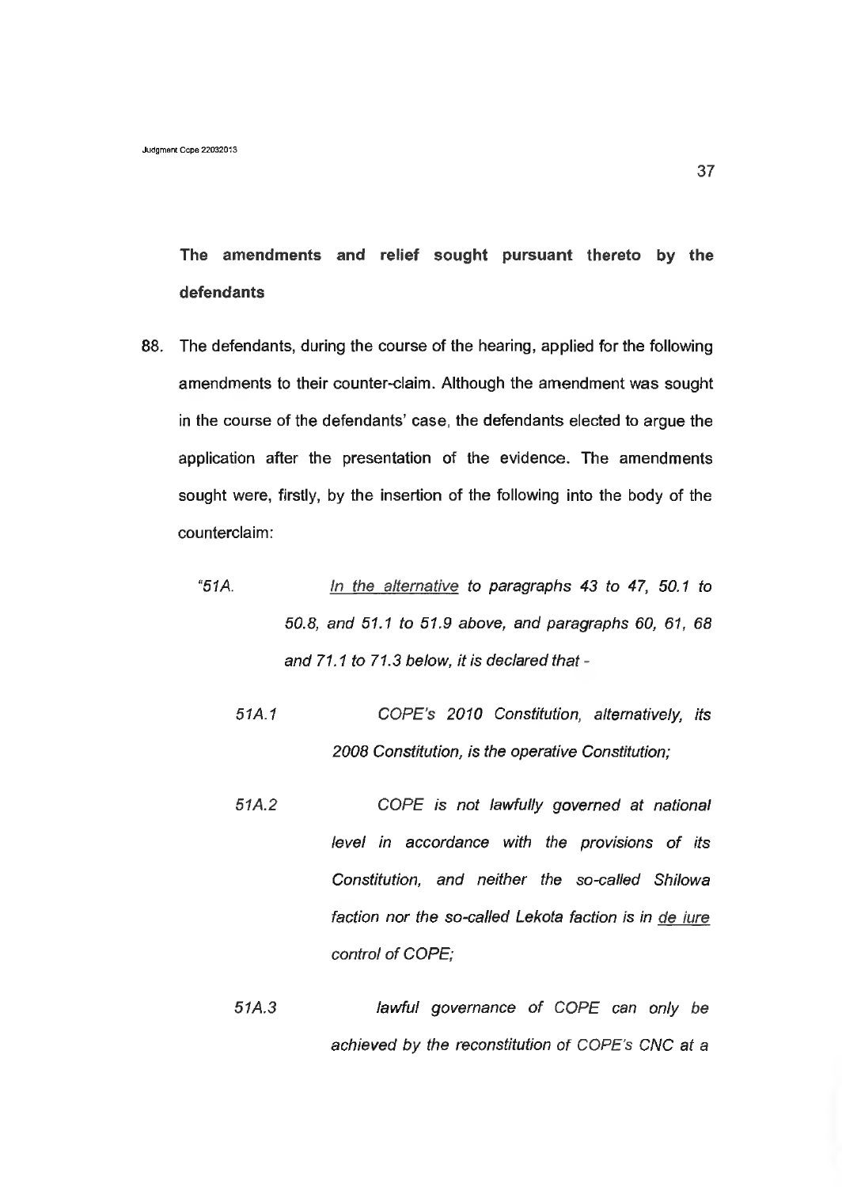**The amendments and relief sought pursuant thereto by the defendants**

88. The defendants, during the course of the hearing, applied for the following amendments to their counter-claim. Although the amendment was sought in the course of the defendants' case, the defendants elected to argue the application after the presentation of the evidence. The amendments sought were, firstly, by the insertion of the following into the body of the counterclaim:

"51A. *In the alternative to paragraphs 43 to 47, 50.1 to 50.8, and 51.1 to 51.9 above, and paragraphs 60, 61, 68 and 71.1 to 71.3 below, it is declared that -*

*51A.1 COPE's 2010 Constitution, alternatively, its 2008 Constitution, is the operative Constitution;*

*51A.2 COPE is not lawfully governed at national level in accordance with the provisions of its Constitution, and neither the so-called Shilowa faction nor the so-called Lekota faction is in de iure control of COPE;*

*51A.3 lawful governance of COPE can only be achieved by the reconstitution of COPE's CNC at a*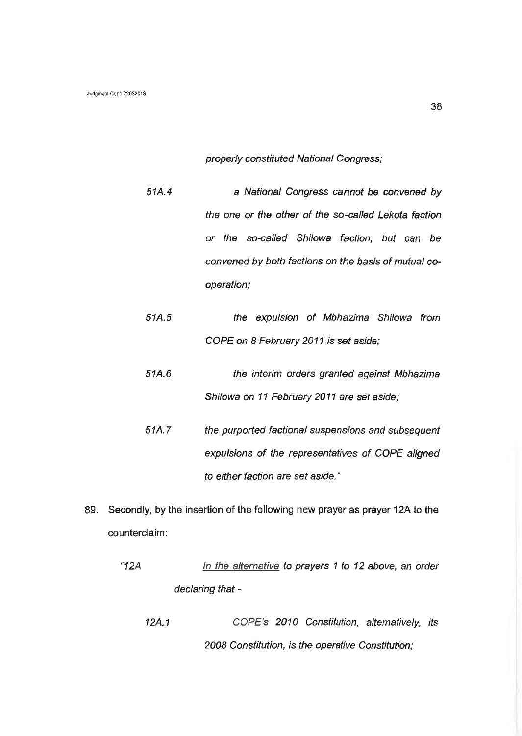*properly constituted National Congress;*

*51A.4 a National Congress cannot be convened by the one or the other of the so-called Lekota faction or the so-called Shilowa faction, but can be convened by both factions on the basis of mutual co-operation;*

*51A.5 the expulsion of Mbhazima Shilowa from COPE on 8 February 2011 is set aside;*

*51A.6 the interim orders granted against Mbhazima Shilowa on 11 February 2011 are set aside;*

*51A.7 the purported factional suspensions and subsequent expulsions of the representatives of COPE aligned to either faction are set aside."*

89. Secondly, by the insertion of the following new prayer as prayer 12A to the counterclaim:

"*12A <u>In the alternative</u> to prayers 1 to 12 above, an order declaring that -*

*12A.1 COPE's 2010 Constitution, alternatively, its 2008 Constitution, is the operative Constitution;*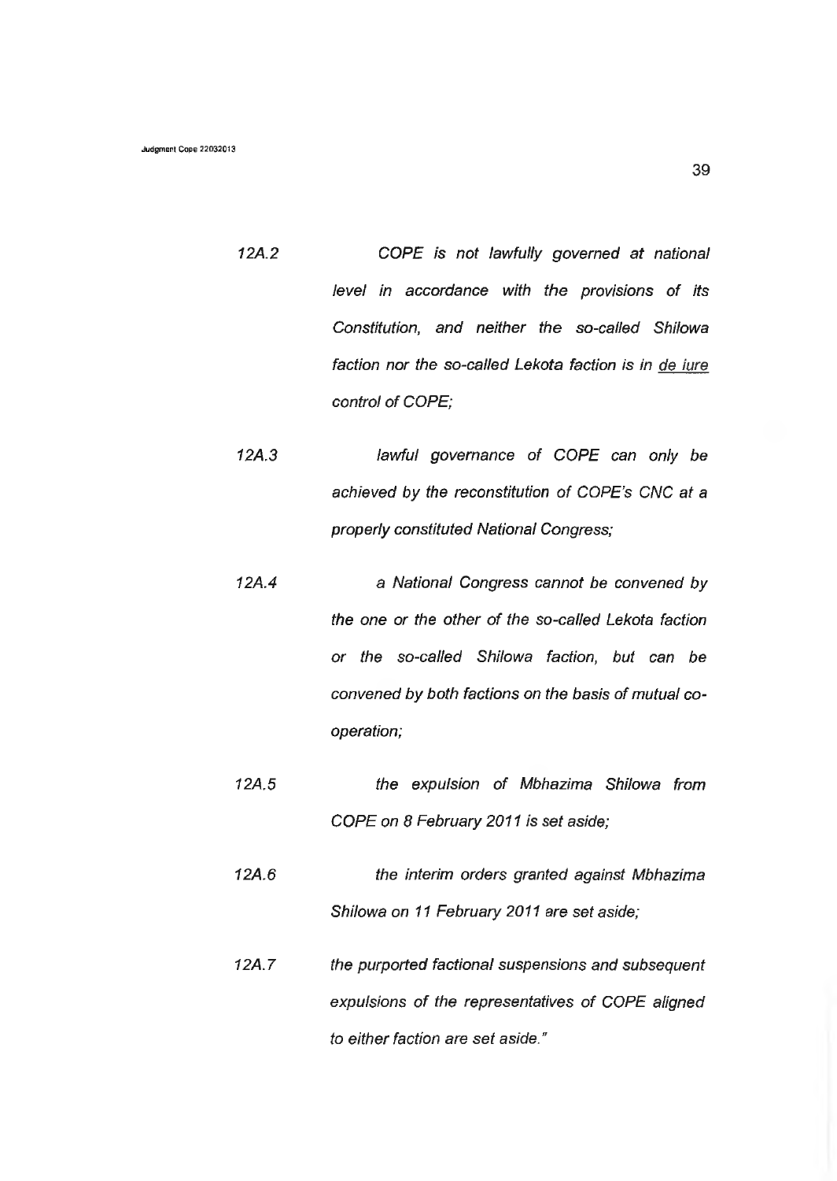12A.2 *COPE is not lawfully governed at national level in accordance with the provisions of its Constitution, and neither the so-called Shilowa faction nor the so-called Lekota faction is in <u>de iure</u> control of COPE;*

12A.3 *lawful governance of COPE can only be achieved by the reconstitution of COPE's CNC at a properly constituted National Congress;*

12A.4 *a National Congress cannot be convened by the one or the other of the so-called Lekota faction or the so-called Shilowa faction, but can be convened by both factions on the basis of mutual co-operation;*

12A.5 *the expulsion of Mbhazima Shilowa from COPE on 8 February 2011 is set aside;*

12A.6 *the interim orders granted against Mbhazima Shilowa on 11 February 2011 are set aside;*

12A.7 *the purported factional suspensions and subsequent expulsions of the representatives of COPE aligned to either faction are set aside."*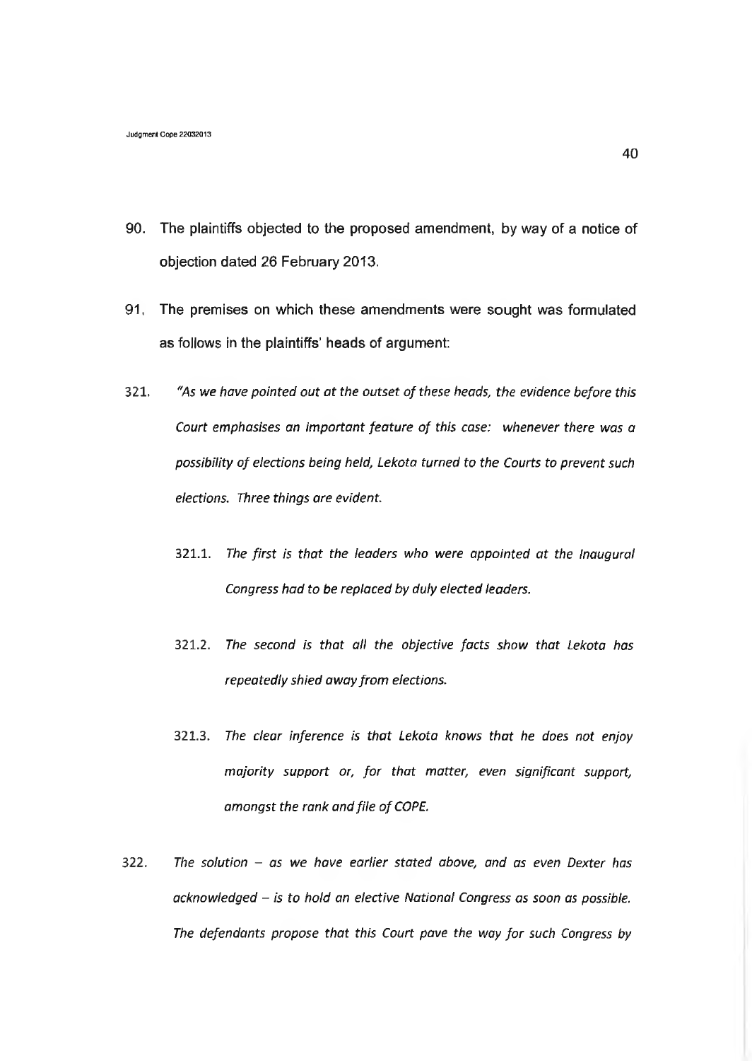90. The plaintiffs objected to the proposed amendment, by way of a notice of objection dated 26 February 2013.

91. The premises on which these amendments were sought was formulated as follows in the plaintiffs' heads of argument:

321. *"As we have pointed out at the outset of these heads, the evidence before this Court emphasises an important feature of this case: whenever there was a possibility of elections being held, Lekota turned to the Courts to prevent such elections. Three things are evident.*

   321.1. *The first is that the leaders who were appointed at the Inaugural Congress had to be replaced by duly elected leaders.*

   321.2. *The second is that all the objective facts show that Lekota has repeatedly shied away from elections.*

   321.3. *The clear inference is that Lekota knows that he does not enjoy majority support or, for that matter, even significant support, amongst the rank and file of COPE.*

322. *The solution – as we have earlier stated above, and as even Dexter has acknowledged – is to hold an elective National Congress as soon as possible. The defendants propose that this Court pave the way for such Congress by*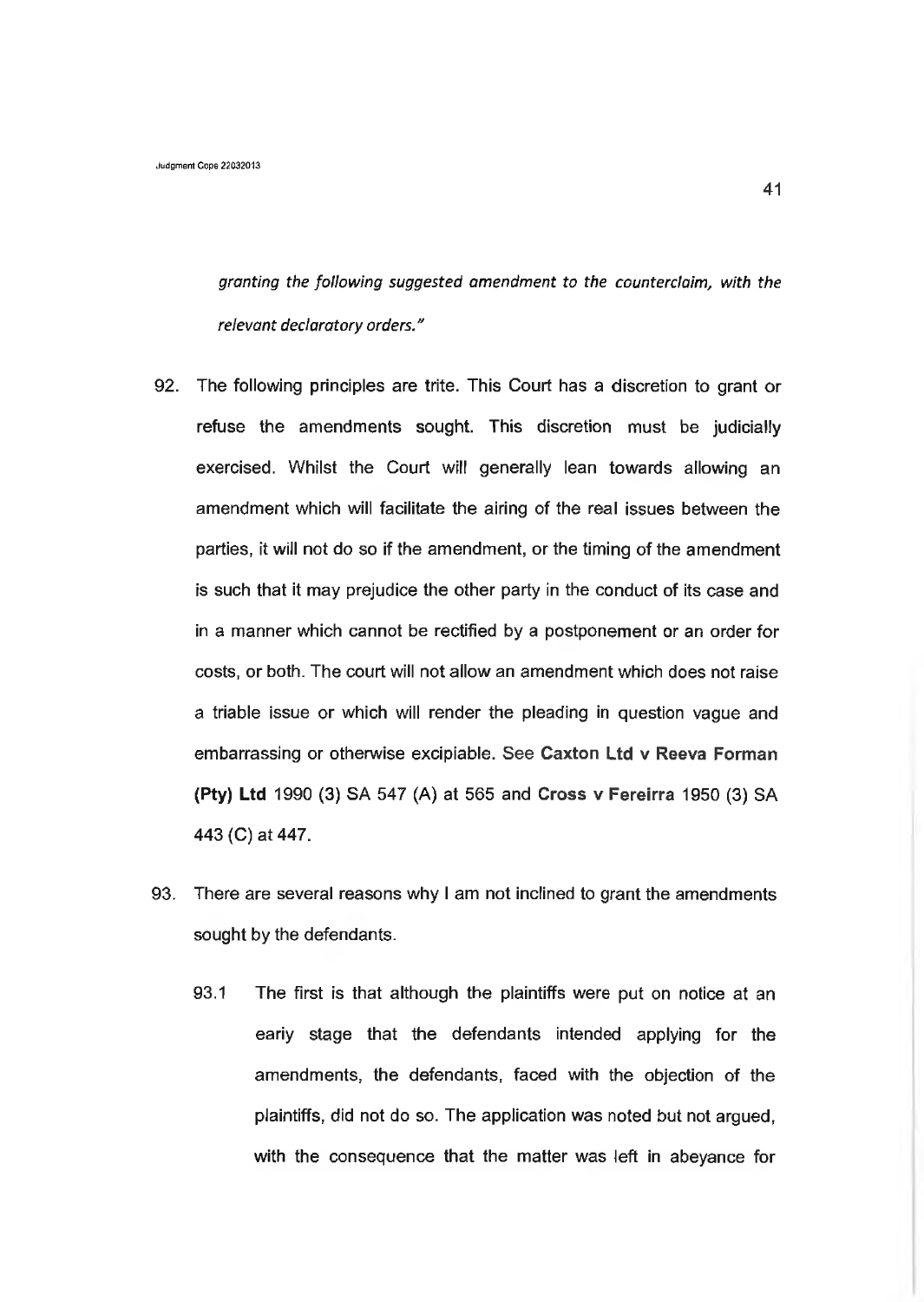*granting the following suggested amendment to the counterclaim, with the relevant declaratory orders."*

92. The following principles are trite. This Court has a discretion to grant or refuse the amendments sought. This discretion must be judicially exercised. Whilst the Court will generally lean towards allowing an amendment which will facilitate the airing of the real issues between the parties, it will not do so if the amendment, or the timing of the amendment is such that it may prejudice the other party in the conduct of its case and in a manner which cannot be rectified by a postponement or an order for costs, or both. The court will not allow an amendment which does not raise a triable issue or which will render the pleading in question vague and embarrassing or otherwise excipiable. See **Caxton Ltd v Reeva Forman (Pty) Ltd** 1990 (3) SA 547 (A) at 565 and **Cross v Fereirra** 1950 (3) SA 443 (C) at 447.

93. There are several reasons why I am not inclined to grant the amendments sought by the defendants.

    93.1 The first is that although the plaintiffs were put on notice at an early stage that the defendants intended applying for the amendments, the defendants, faced with the objection of the plaintiffs, did not do so. The application was noted but not argued, with the consequence that the matter was left in abeyance for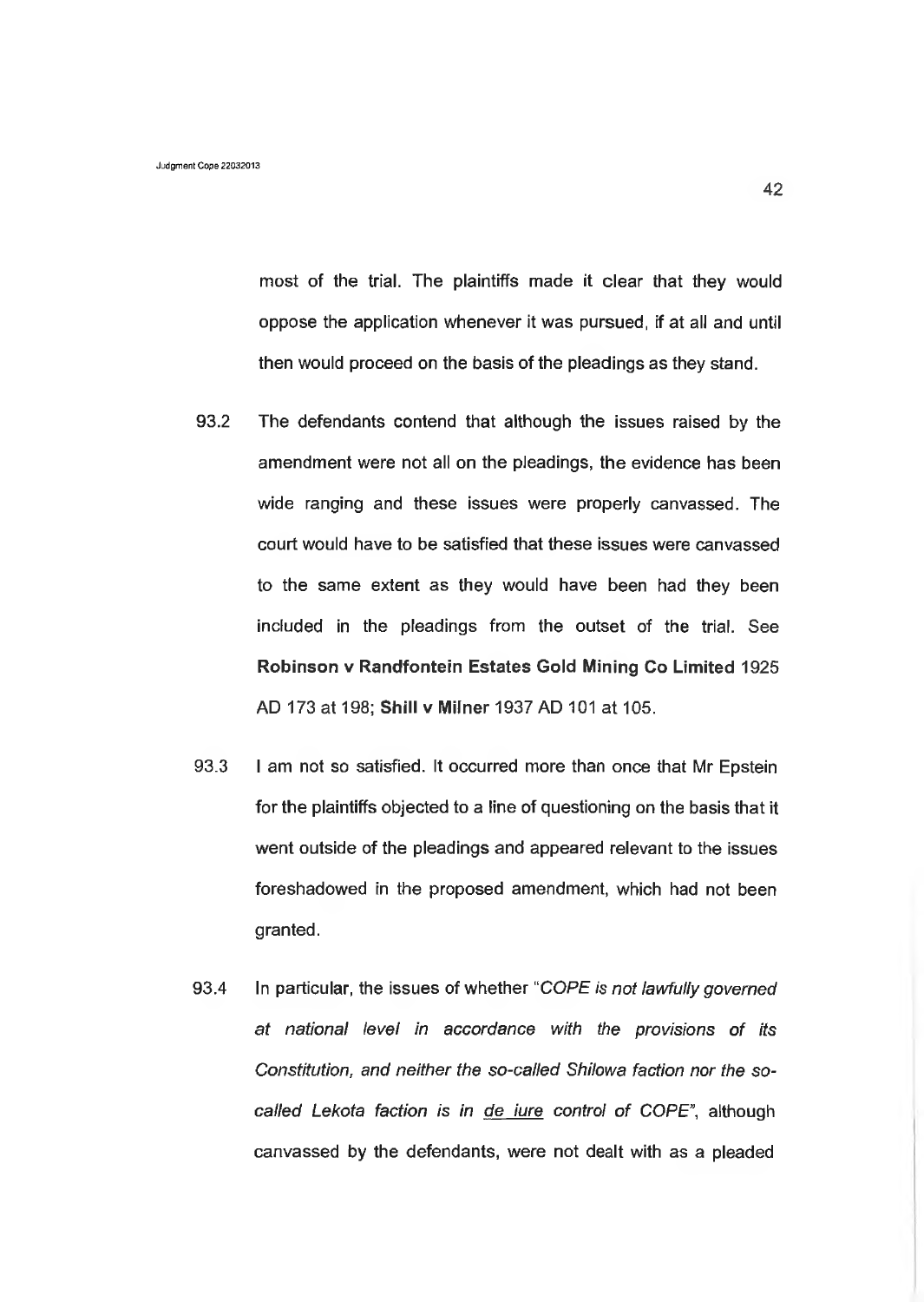most of the trial. The plaintiffs made it clear that they would oppose the application whenever it was pursued, if at all and until then would proceed on the basis of the pleadings as they stand.

93.2 The defendants contend that although the issues raised by the amendment were not all on the pleadings, the evidence has been wide ranging and these issues were properly canvassed. The court would have to be satisfied that these issues were canvassed to the same extent as they would have been had they been included in the pleadings from the outset of the trial. See **Robinson v Randfontein Estates Gold Mining Co Limited** 1925 AD 173 at 198; **Shill v Milner** 1937 AD 101 at 105.

93.3 I am not so satisfied. It occurred more than once that Mr Epstein for the plaintiffs objected to a line of questioning on the basis that it went outside of the pleadings and appeared relevant to the issues foreshadowed in the proposed amendment, which had not been granted.

93.4 In particular, the issues of whether "*COPE is not lawfully governed at national level in accordance with the provisions of its Constitution, and neither the so-called Shilowa faction nor the so-called Lekota faction is in de iure control of COPE*", although canvassed by the defendants, were not dealt with as a pleaded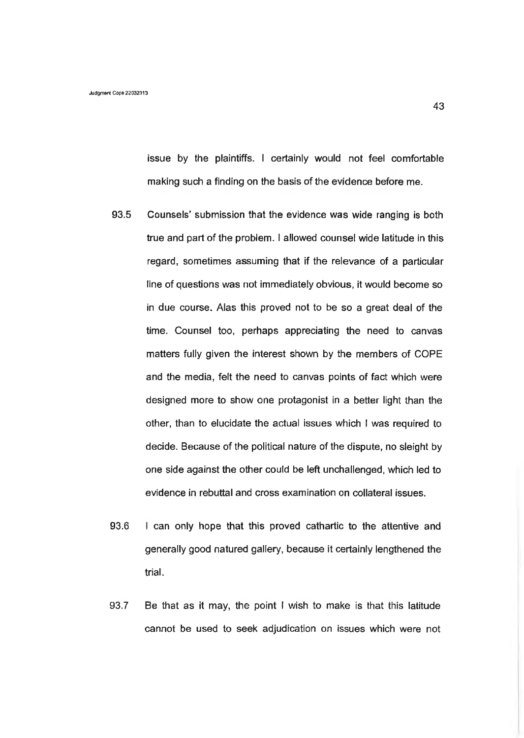issue by the plaintiffs. I certainly would not feel comfortable making such a finding on the basis of the evidence before me.

93.5 Counsels' submission that the evidence was wide ranging is both true and part of the problem. I allowed counsel wide latitude in this regard, sometimes assuming that if the relevance of a particular line of questions was not immediately obvious, it would become so in due course. Alas this proved not to be so a great deal of the time. Counsel too, perhaps appreciating the need to canvas matters fully given the interest shown by the members of COPE and the media, felt the need to canvas points of fact which were designed more to show one protagonist in a better light than the other, than to elucidate the actual issues which I was required to decide. Because of the political nature of the dispute, no sleight by one side against the other could be left unchallenged, which led to evidence in rebuttal and cross examination on collateral issues.

93.6 I can only hope that this proved cathartic to the attentive and generally good natured gallery, because it certainly lengthened the trial.

93.7 Be that as it may, the point I wish to make is that this latitude cannot be used to seek adjudication on issues which were not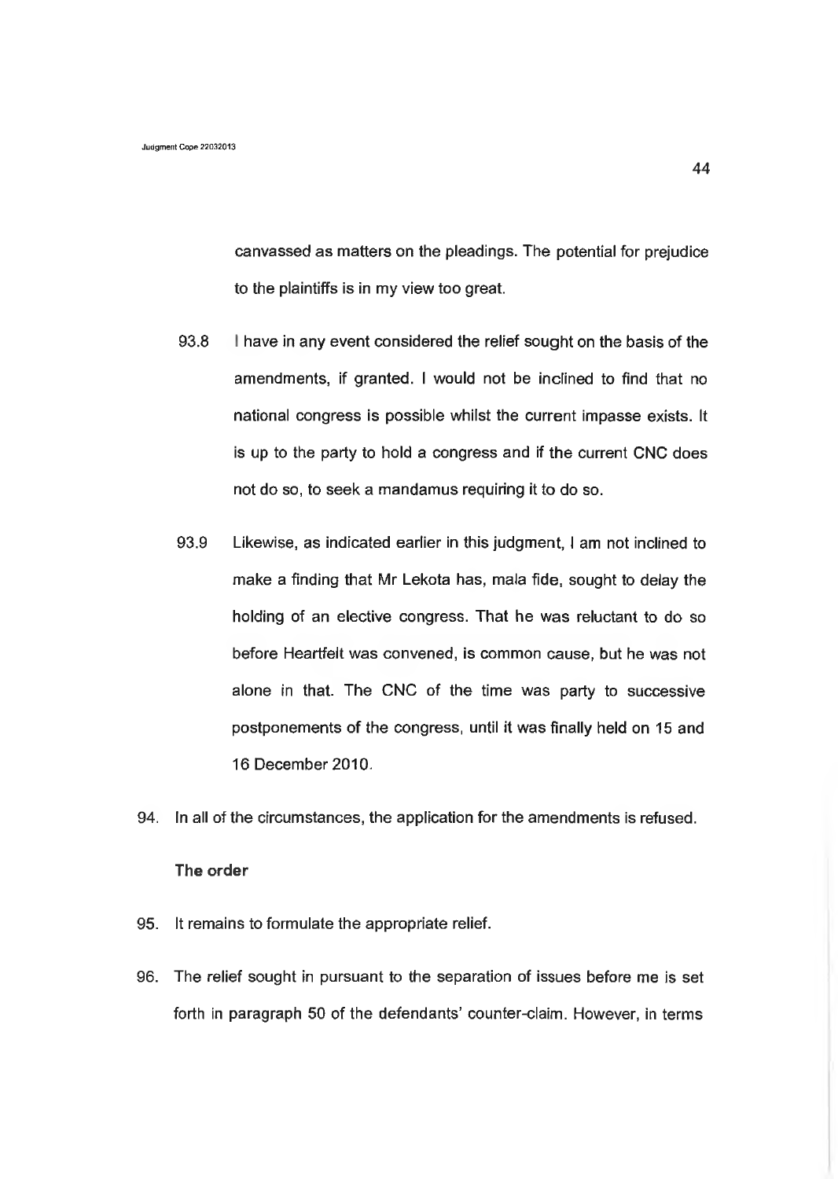canvassed as matters on the pleadings. The potential for prejudice to the plaintiffs is in my view too great.

93.8 I have in any event considered the relief sought on the basis of the amendments, if granted. I would not be inclined to find that no national congress is possible whilst the current impasse exists. It is up to the party to hold a congress and if the current CNC does not do so, to seek a mandamus requiring it to do so.

93.9 Likewise, as indicated earlier in this judgment, I am not inclined to make a finding that Mr Lekota has, mala fide, sought to delay the holding of an elective congress. That he was reluctant to do so before Heartfelt was convened, is common cause, but he was not alone in that. The CNC of the time was party to successive postponements of the congress, until it was finally held on 15 and 16 December 2010.

94. In all of the circumstances, the application for the amendments is refused.

**The order**

95. It remains to formulate the appropriate relief.

96. The relief sought in pursuant to the separation of issues before me is set forth in paragraph 50 of the defendants' counter-claim. However, in terms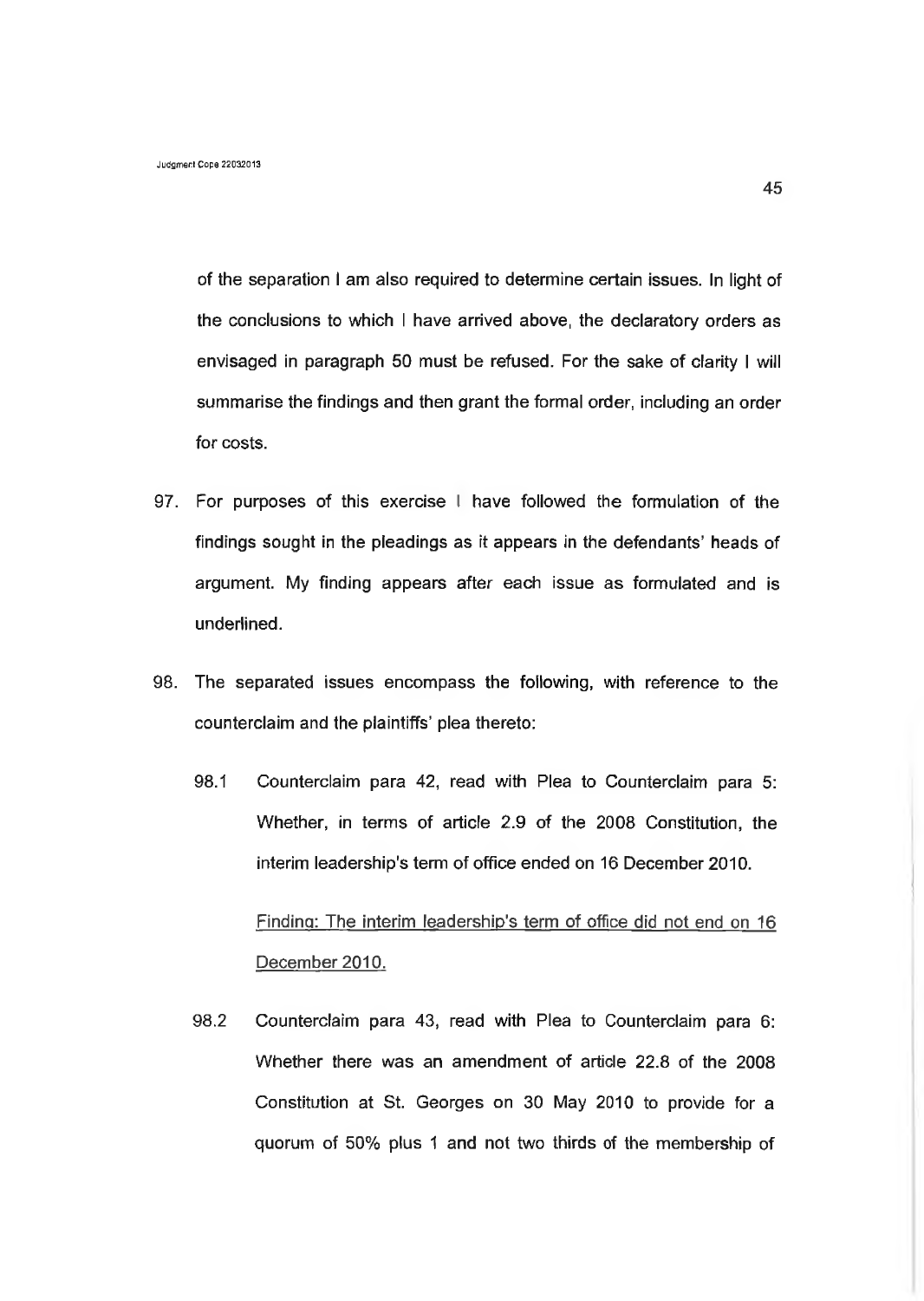of the separation I am also required to determine certain issues. In light of the conclusions to which I have arrived above, the declaratory orders as envisaged in paragraph 50 must be refused. For the sake of clarity I will summarise the findings and then grant the formal order, including an order for costs.

97. For purposes of this exercise I have followed the formulation of the findings sought in the pleadings as it appears in the defendants' heads of argument. My finding appears after each issue as formulated and is underlined.

98. The separated issues encompass the following, with reference to the counterclaim and the plaintiffs' plea thereto:

    98.1 Counterclaim para 42, read with Plea to Counterclaim para 5: Whether, in terms of article 2.9 of the 2008 Constitution, the interim leadership's term of office ended on 16 December 2010.

    <u>Finding: The interim leadership's term of office did not end on 16 December 2010.</u>

    98.2 Counterclaim para 43, read with Plea to Counterclaim para 6: Whether there was an amendment of article 22.8 of the 2008 Constitution at St. Georges on 30 May 2010 to provide for a quorum of 50% plus 1 and not two thirds of the membership of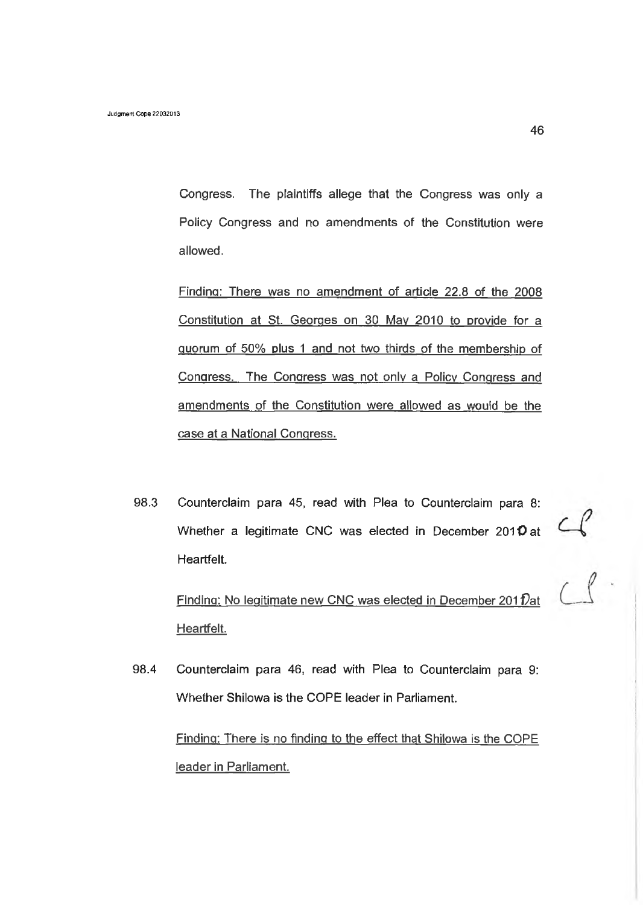Congress. The plaintiffs allege that the Congress was only a Policy Congress and no amendments of the Constitution were allowed.

Finding: There was no amendment of article 22.8 of the 2008 Constitution at St. Georges on 30 May 2010 to provide for a quorum of 50% plus 1 and not two thirds of the membership of Congress. The Congress was not only a Policy Congress and amendments of the Constitution were allowed as would be the case at a National Congress.

98.3 Counterclaim para 45, read with Plea to Counterclaim para 8: Whether a legitimate CNC was elected in December 2010 at Heartfelt.

Finding: No legitimate new CNC was elected in December 2010 at Heartfelt.

98.4 Counterclaim para 46, read with Plea to Counterclaim para 9: Whether Shilowa is the COPE leader in Parliament.

Finding: There is no finding to the effect that Shilowa is the COPE leader in Parliament.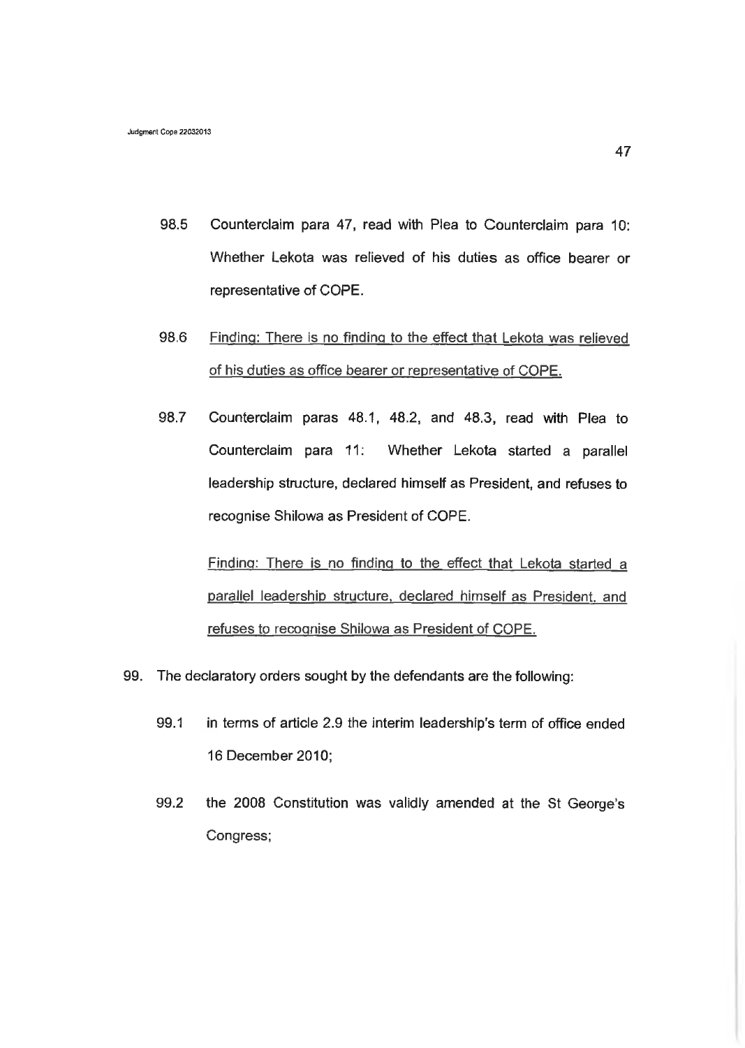98.5 Counterclaim para 47, read with Plea to Counterclaim para 10: Whether Lekota was relieved of his duties as office bearer or representative of COPE.

98.6 <u>Finding: There is no finding to the effect that Lekota was relieved of his duties as office bearer or representative of COPE.</u>

98.7 Counterclaim paras 48.1, 48.2, and 48.3, read with Plea to Counterclaim para 11: Whether Lekota started a parallel leadership structure, declared himself as President, and refuses to recognise Shilowa as President of COPE.

<u>Finding: There is no finding to the effect that Lekota started a parallel leadership structure, declared himself as President, and refuses to recognise Shilowa as President of COPE.</u>

99. The declaratory orders sought by the defendants are the following:

99.1 in terms of article 2.9 the interim leadership's term of office ended 16 December 2010;

99.2 the 2008 Constitution was validly amended at the St George's Congress;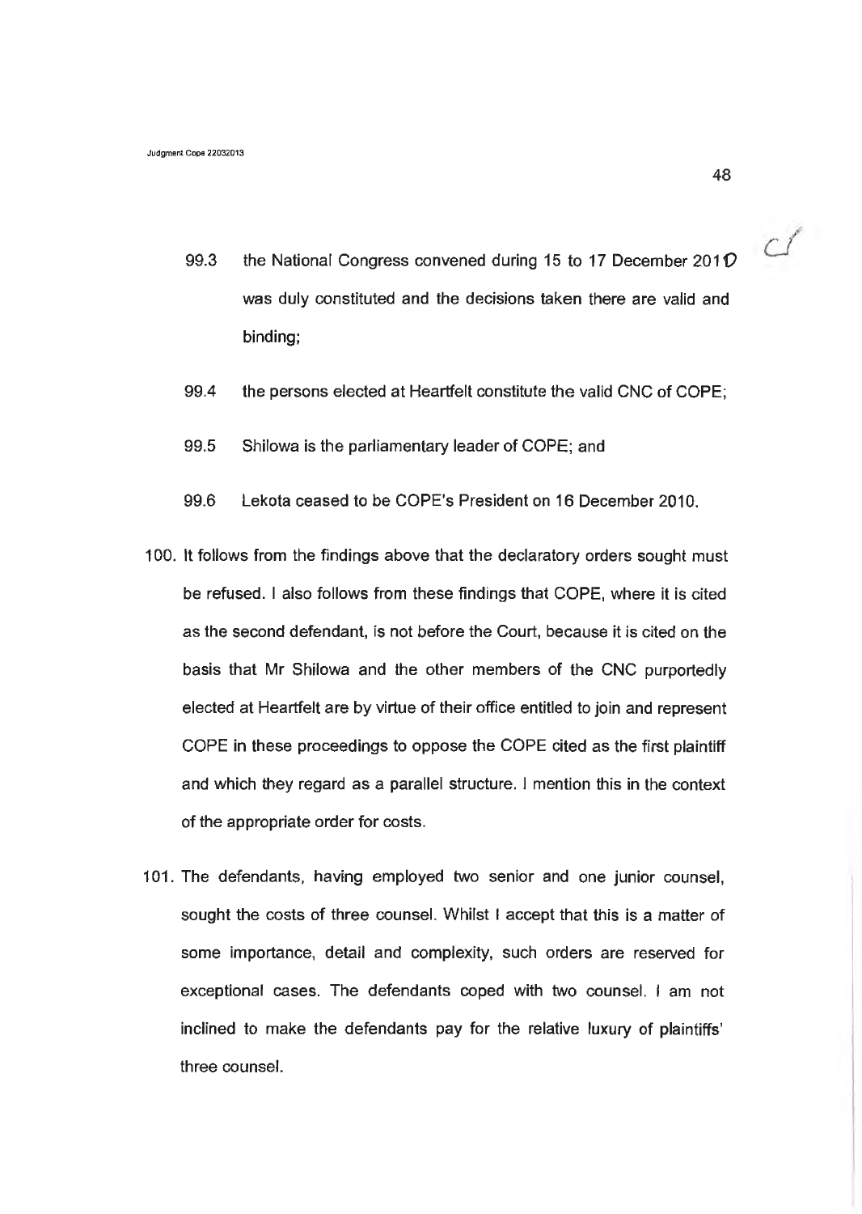99.3 the National Congress convened during 15 to 17 December 2010 was duly constituted and the decisions taken there are valid and binding;

99.4 the persons elected at Heartfelt constitute the valid CNC of COPE;

99.5 Shilowa is the parliamentary leader of COPE; and

99.6 Lekota ceased to be COPE's President on 16 December 2010.

100. It follows from the findings above that the declaratory orders sought must be refused. I also follows from these findings that COPE, where it is cited as the second defendant, is not before the Court, because it is cited on the basis that Mr Shilowa and the other members of the CNC purportedly elected at Heartfelt are by virtue of their office entitled to join and represent COPE in these proceedings to oppose the COPE cited as the first plaintiff and which they regard as a parallel structure. I mention this in the context of the appropriate order for costs.

101. The defendants, having employed two senior and one junior counsel, sought the costs of three counsel. Whilst I accept that this is a matter of some importance, detail and complexity, such orders are reserved for exceptional cases. The defendants coped with two counsel. I am not inclined to make the defendants pay for the relative luxury of plaintiffs' three counsel.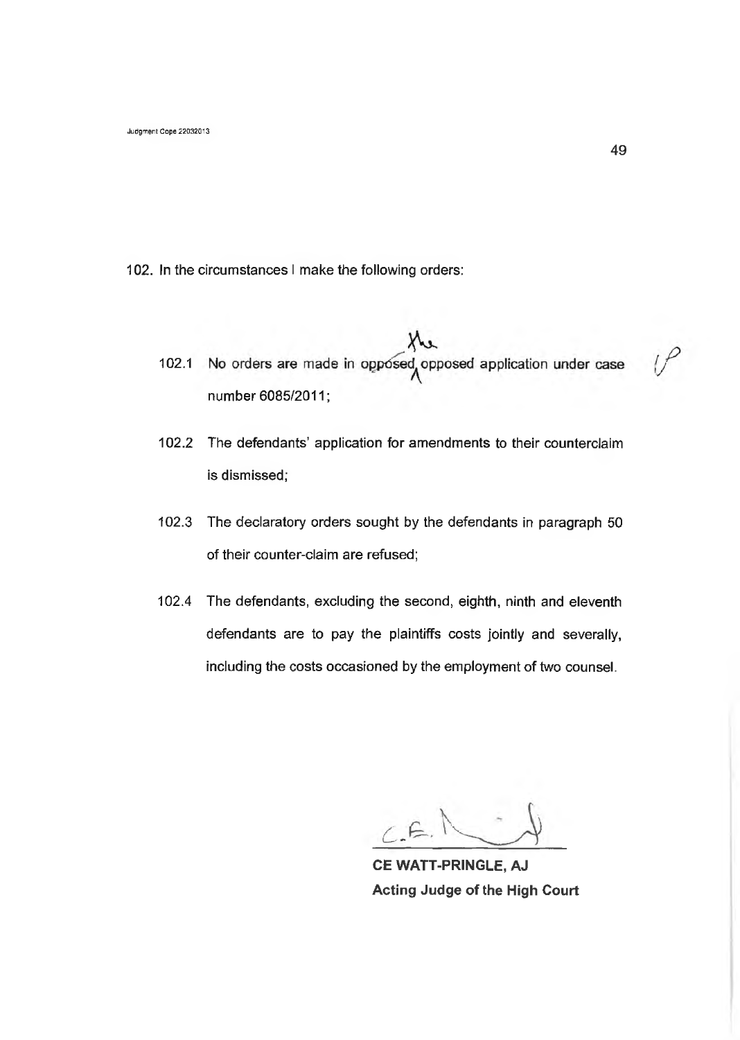102. In the circumstances I make the following orders:

102.1 No orders are made in the opposed application under case number 6085/2011;

102.2 The defendants' application for amendments to their counterclaim is dismissed;

102.3 The declaratory orders sought by the defendants in paragraph 50 of their counter-claim are refused;

102.4 The defendants, excluding the second, eighth, ninth and eleventh defendants are to pay the plaintiffs costs jointly and severally, including the costs occasioned by the employment of two counsel.

**CE WATT-PRINGLE, AJ**
**Acting Judge of the High Court**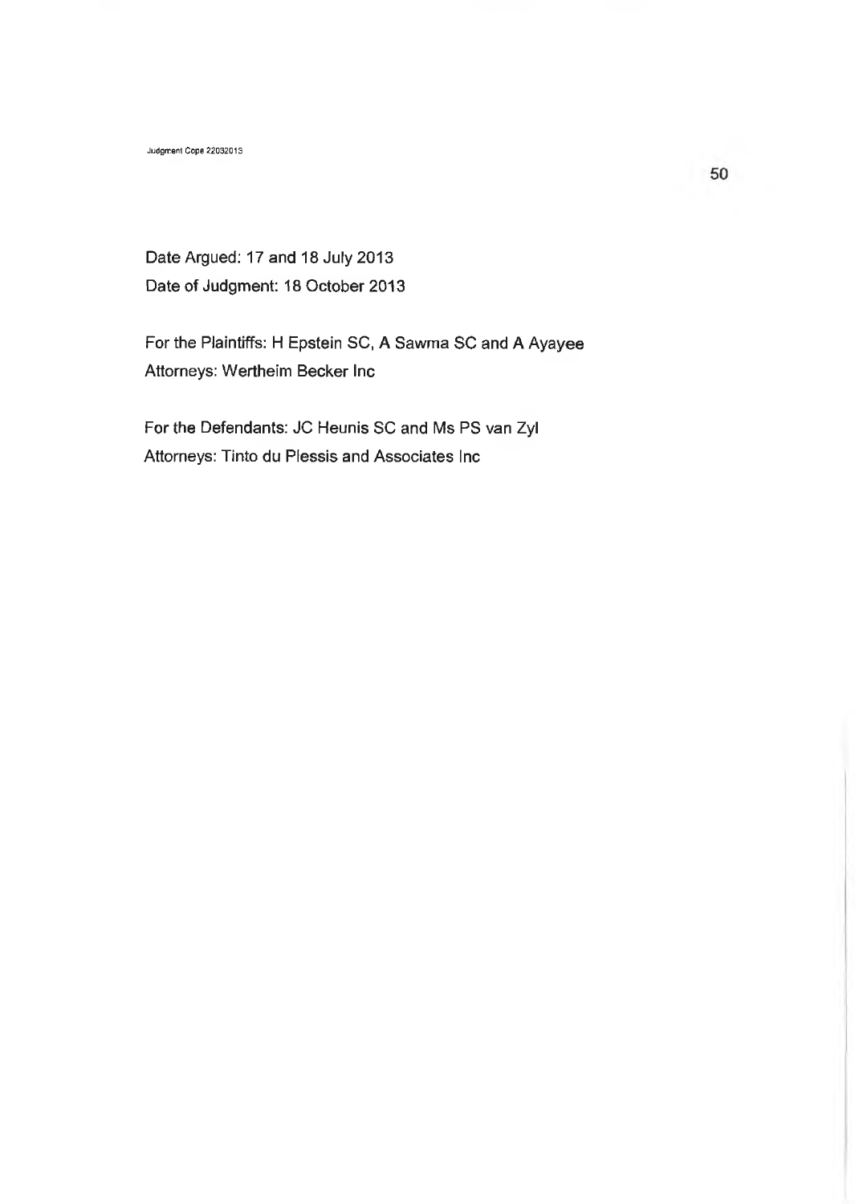Date Argued: 17 and 18 July 2013
Date of Judgment: 18 October 2013

For the Plaintiffs: H Epstein SC, A Sawma SC and A Ayayee
Attorneys: Wertheim Becker Inc

For the Defendants: JC Heunis SC and Ms PS van Zyl
Attorneys: Tinto du Plessis and Associates Inc